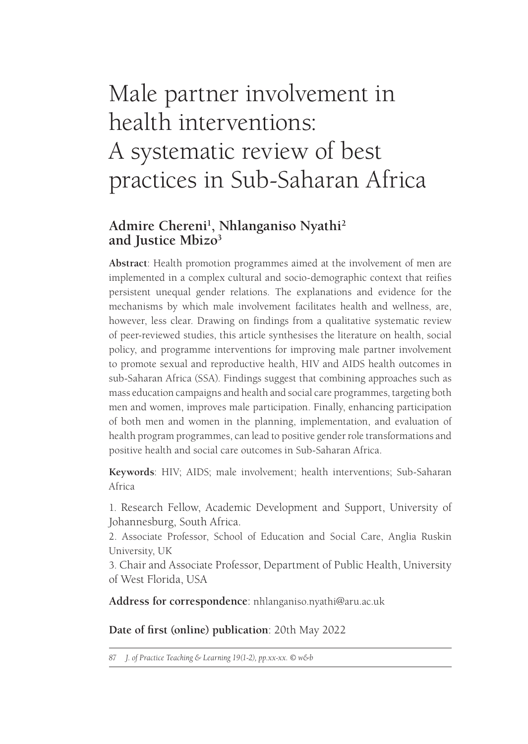# Male partner involvement in health interventions: A systematic review of best practices in Sub-Saharan Africa

**Admire Chereni[1], Nhlanganiso Nyathi[2] and Justice Mbizo[3]**

**Abstract**: Health promotion programmes aimed at the involvement of men are implemented in a complex cultural and socio-demographic context that reifies persistent unequal gender relations. The explanations and evidence for the mechanisms by which male involvement facilitates health and wellness, are, however, less clear. Drawing on findings from a qualitative systematic review of peer-reviewed studies, this article synthesises the literature on health, social policy, and programme interventions for improving male partner involvement to promote sexual and reproductive health, HIV and AIDS health outcomes in sub-Saharan Africa (SSA). Findings suggest that combining approaches such as mass education campaigns and health and social care programmes, targeting both men and women, improves male participation. Finally, enhancing participation of both men and women in the planning, implementation, and evaluation of health program programmes, can lead to positive gender role transformations and positive health and social care outcomes in Sub-Saharan Africa.

**Keywords**: HIV; AIDS; male involvement; health interventions; Sub-Saharan Africa

1. Research Fellow, Academic Development and Support, University of Johannesburg, South Africa.
2. Associate Professor, School of Education and Social Care, Anglia Ruskin University, UK
3. Chair and Associate Professor, Department of Public Health, University of West Florida, USA

**Address for correspondence**: nhlanganiso.nyathi@aru.ac.uk

**Date of first (online) publication**: 20th May 2022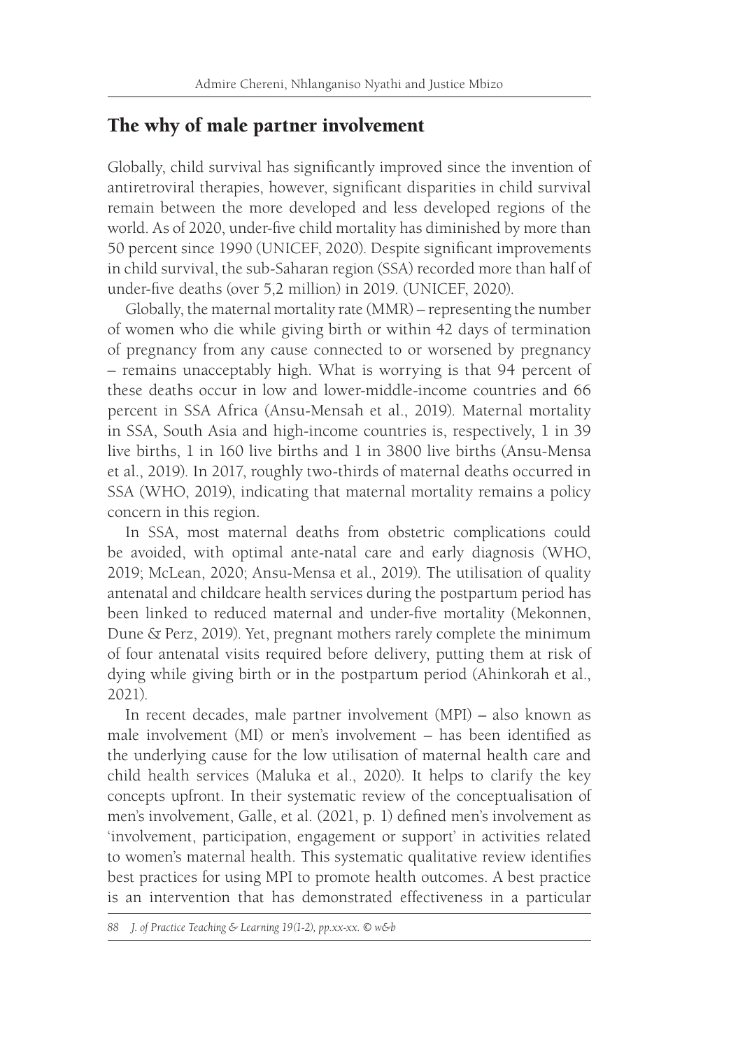## The why of male partner involvement

Globally, child survival has significantly improved since the invention of antiretroviral therapies, however, significant disparities in child survival remain between the more developed and less developed regions of the world. As of 2020, under-five child mortality has diminished by more than 50 percent since 1990 (UNICEF, 2020). Despite significant improvements in child survival, the sub-Saharan region (SSA) recorded more than half of under-five deaths (over 5,2 million) in 2019. (UNICEF, 2020).

Globally, the maternal mortality rate (MMR) – representing the number of women who die while giving birth or within 42 days of termination of pregnancy from any cause connected to or worsened by pregnancy – remains unacceptably high. What is worrying is that 94 percent of these deaths occur in low and lower-middle-income countries and 66 percent in SSA Africa (Ansu-Mensah et al., 2019). Maternal mortality in SSA, South Asia and high-income countries is, respectively, 1 in 39 live births, 1 in 160 live births and 1 in 3800 live births (Ansu-Mensa et al., 2019). In 2017, roughly two-thirds of maternal deaths occurred in SSA (WHO, 2019), indicating that maternal mortality remains a policy concern in this region.

In SSA, most maternal deaths from obstetric complications could be avoided, with optimal ante-natal care and early diagnosis (WHO, 2019; McLean, 2020; Ansu-Mensa et al., 2019). The utilisation of quality antenatal and childcare health services during the postpartum period has been linked to reduced maternal and under-five mortality (Mekonnen, Dune & Perz, 2019). Yet, pregnant mothers rarely complete the minimum of four antenatal visits required before delivery, putting them at risk of dying while giving birth or in the postpartum period (Ahinkorah et al., 2021).

In recent decades, male partner involvement (MPI) – also known as male involvement (MI) or men's involvement – has been identified as the underlying cause for the low utilisation of maternal health care and child health services (Maluka et al., 2020). It helps to clarify the key concepts upfront. In their systematic review of the conceptualisation of men's involvement, Galle, et al. (2021, p. 1) defined men's involvement as 'involvement, participation, engagement or support' in activities related to women's maternal health. This systematic qualitative review identifies best practices for using MPI to promote health outcomes. A best practice is an intervention that has demonstrated effectiveness in a particular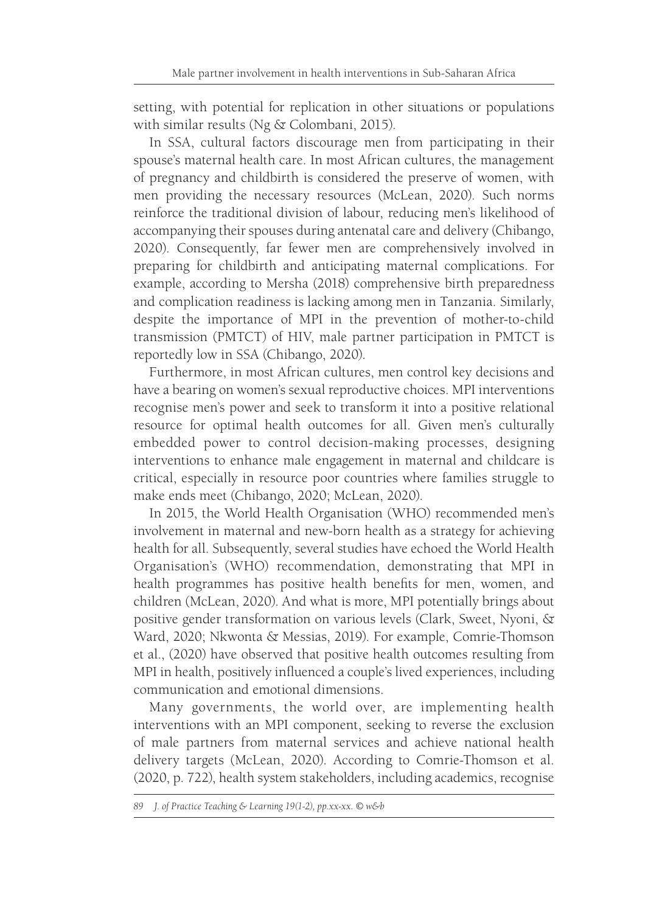setting, with potential for replication in other situations or populations with similar results (Ng & Colombani, 2015).

In SSA, cultural factors discourage men from participating in their spouse's maternal health care. In most African cultures, the management of pregnancy and childbirth is considered the preserve of women, with men providing the necessary resources (McLean, 2020). Such norms reinforce the traditional division of labour, reducing men's likelihood of accompanying their spouses during antenatal care and delivery (Chibango, 2020). Consequently, far fewer men are comprehensively involved in preparing for childbirth and anticipating maternal complications. For example, according to Mersha (2018) comprehensive birth preparedness and complication readiness is lacking among men in Tanzania. Similarly, despite the importance of MPI in the prevention of mother-to-child transmission (PMTCT) of HIV, male partner participation in PMTCT is reportedly low in SSA (Chibango, 2020).

Furthermore, in most African cultures, men control key decisions and have a bearing on women's sexual reproductive choices. MPI interventions recognise men's power and seek to transform it into a positive relational resource for optimal health outcomes for all. Given men's culturally embedded power to control decision-making processes, designing interventions to enhance male engagement in maternal and childcare is critical, especially in resource poor countries where families struggle to make ends meet (Chibango, 2020; McLean, 2020).

In 2015, the World Health Organisation (WHO) recommended men's involvement in maternal and new-born health as a strategy for achieving health for all. Subsequently, several studies have echoed the World Health Organisation's (WHO) recommendation, demonstrating that MPI in health programmes has positive health benefits for men, women, and children (McLean, 2020). And what is more, MPI potentially brings about positive gender transformation on various levels (Clark, Sweet, Nyoni, & Ward, 2020; Nkwonta & Messias, 2019). For example, Comrie-Thomson et al., (2020) have observed that positive health outcomes resulting from MPI in health, positively influenced a couple's lived experiences, including communication and emotional dimensions.

Many governments, the world over, are implementing health interventions with an MPI component, seeking to reverse the exclusion of male partners from maternal services and achieve national health delivery targets (McLean, 2020). According to Comrie-Thomson et al. (2020, p. 722), health system stakeholders, including academics, recognise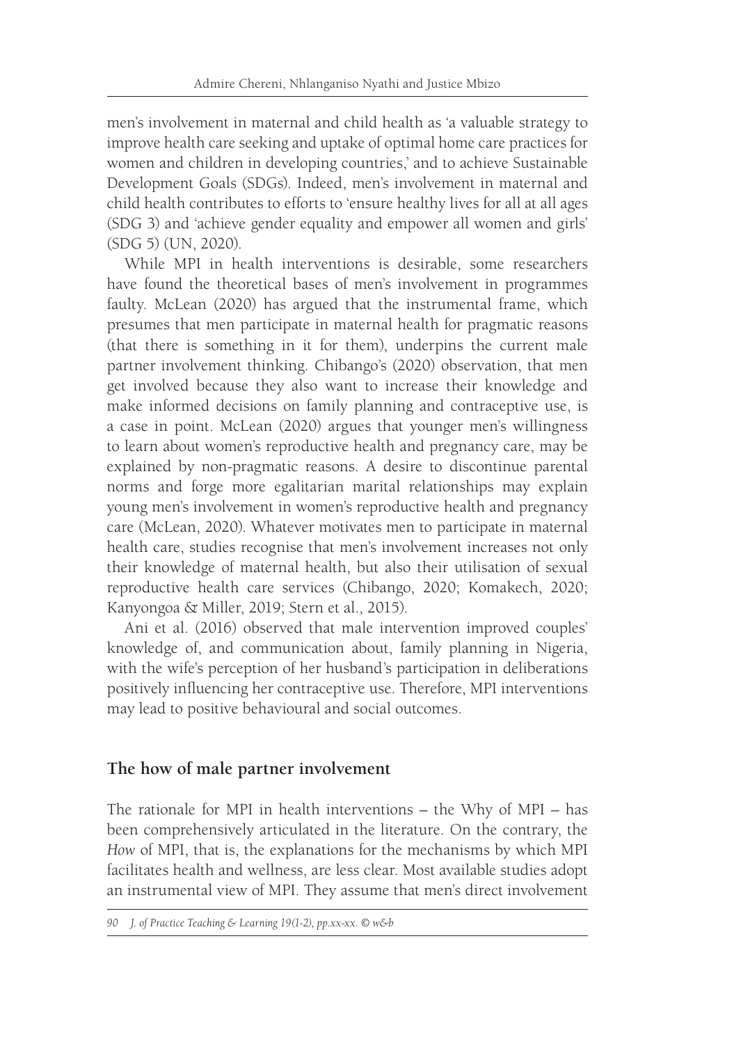men's involvement in maternal and child health as 'a valuable strategy to improve health care seeking and uptake of optimal home care practices for women and children in developing countries,' and to achieve Sustainable Development Goals (SDGs). Indeed, men's involvement in maternal and child health contributes to efforts to 'ensure healthy lives for all at all ages (SDG 3) and 'achieve gender equality and empower all women and girls' (SDG 5) (UN, 2020).

While MPI in health interventions is desirable, some researchers have found the theoretical bases of men's involvement in programmes faulty. McLean (2020) has argued that the instrumental frame, which presumes that men participate in maternal health for pragmatic reasons (that there is something in it for them), underpins the current male partner involvement thinking. Chibango's (2020) observation, that men get involved because they also want to increase their knowledge and make informed decisions on family planning and contraceptive use, is a case in point. McLean (2020) argues that younger men's willingness to learn about women's reproductive health and pregnancy care, may be explained by non-pragmatic reasons. A desire to discontinue parental norms and forge more egalitarian marital relationships may explain young men's involvement in women's reproductive health and pregnancy care (McLean, 2020). Whatever motivates men to participate in maternal health care, studies recognise that men's involvement increases not only their knowledge of maternal health, but also their utilisation of sexual reproductive health care services (Chibango, 2020; Komakech, 2020; Kanyongoa & Miller, 2019; Stern et al., 2015).

Ani et al. (2016) observed that male intervention improved couples' knowledge of, and communication about, family planning in Nigeria, with the wife's perception of her husband's participation in deliberations positively influencing her contraceptive use. Therefore, MPI interventions may lead to positive behavioural and social outcomes.

## The how of male partner involvement

The rationale for MPI in health interventions – the Why of MPI – has been comprehensively articulated in the literature. On the contrary, the *How* of MPI, that is, the explanations for the mechanisms by which MPI facilitates health and wellness, are less clear. Most available studies adopt an instrumental view of MPI. They assume that men's direct involvement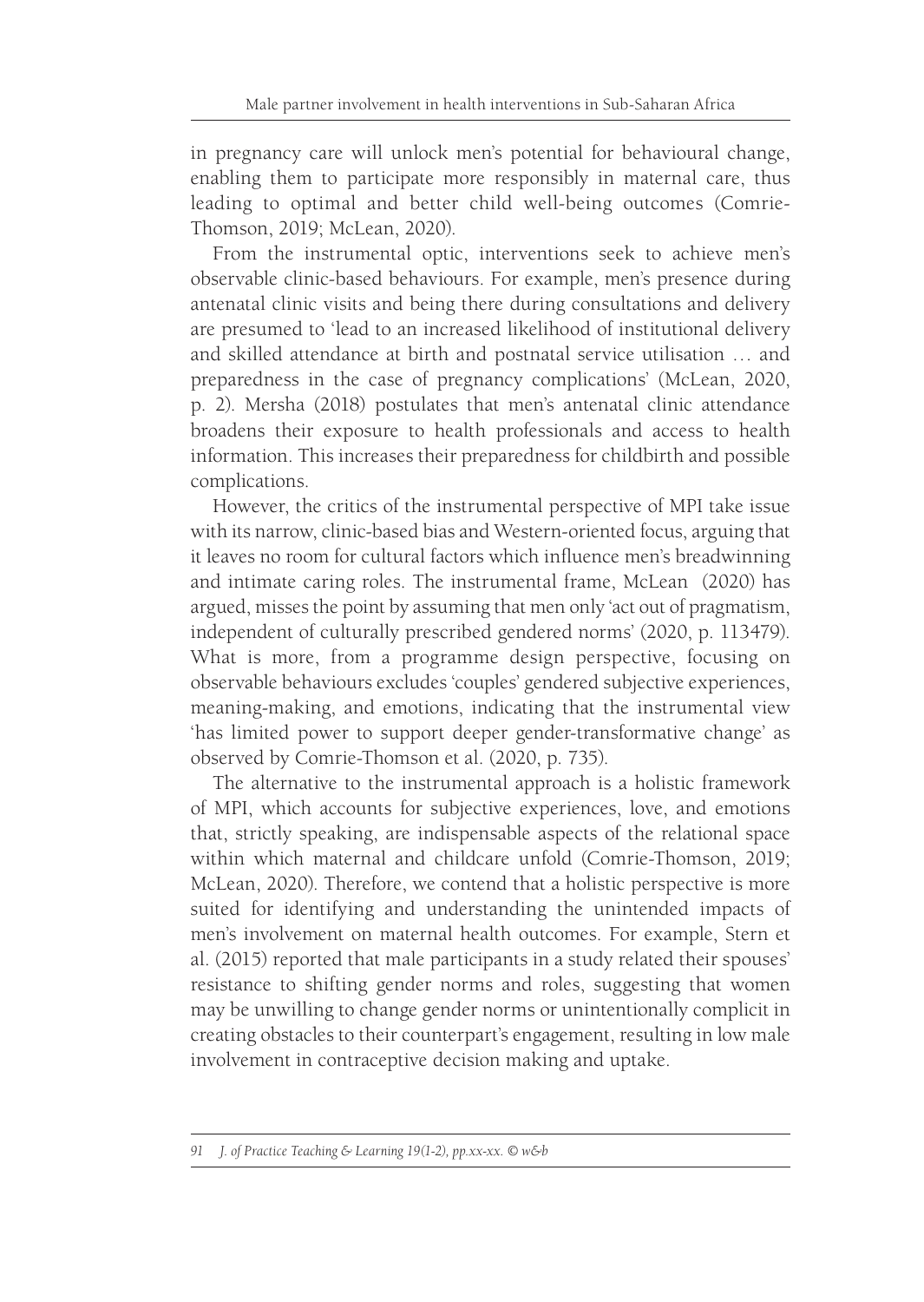in pregnancy care will unlock men's potential for behavioural change, enabling them to participate more responsibly in maternal care, thus leading to optimal and better child well-being outcomes (Comrie-Thomson, 2019; McLean, 2020).

From the instrumental optic, interventions seek to achieve men's observable clinic-based behaviours. For example, men's presence during antenatal clinic visits and being there during consultations and delivery are presumed to 'lead to an increased likelihood of institutional delivery and skilled attendance at birth and postnatal service utilisation … and preparedness in the case of pregnancy complications' (McLean, 2020, p. 2). Mersha (2018) postulates that men's antenatal clinic attendance broadens their exposure to health professionals and access to health information. This increases their preparedness for childbirth and possible complications.

However, the critics of the instrumental perspective of MPI take issue with its narrow, clinic-based bias and Western-oriented focus, arguing that it leaves no room for cultural factors which influence men's breadwinning and intimate caring roles. The instrumental frame, McLean (2020) has argued, misses the point by assuming that men only 'act out of pragmatism, independent of culturally prescribed gendered norms' (2020, p. 113479). What is more, from a programme design perspective, focusing on observable behaviours excludes 'couples' gendered subjective experiences, meaning-making, and emotions, indicating that the instrumental view 'has limited power to support deeper gender-transformative change' as observed by Comrie-Thomson et al. (2020, p. 735).

The alternative to the instrumental approach is a holistic framework of MPI, which accounts for subjective experiences, love, and emotions that, strictly speaking, are indispensable aspects of the relational space within which maternal and childcare unfold (Comrie-Thomson, 2019; McLean, 2020). Therefore, we contend that a holistic perspective is more suited for identifying and understanding the unintended impacts of men's involvement on maternal health outcomes. For example, Stern et al. (2015) reported that male participants in a study related their spouses' resistance to shifting gender norms and roles, suggesting that women may be unwilling to change gender norms or unintentionally complicit in creating obstacles to their counterpart's engagement, resulting in low male involvement in contraceptive decision making and uptake.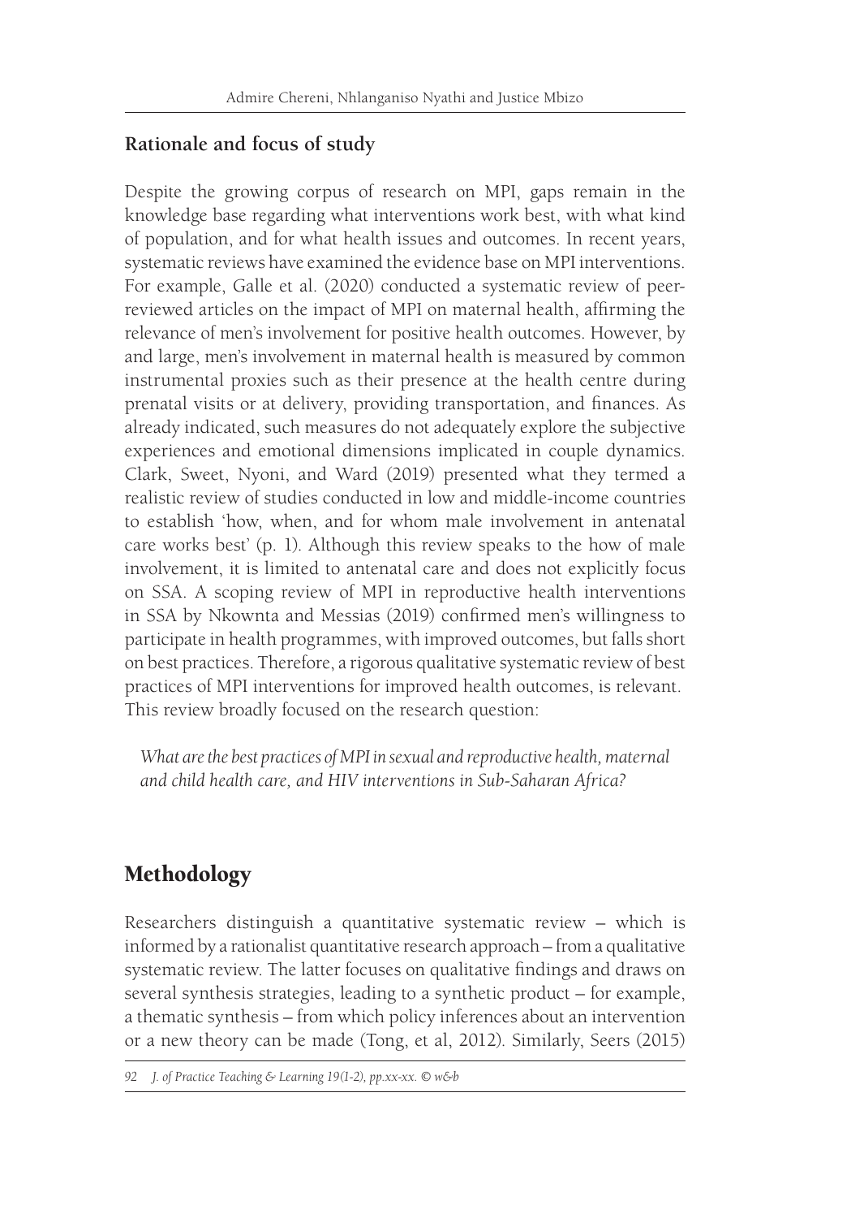### Rationale and focus of study

Despite the growing corpus of research on MPI, gaps remain in the knowledge base regarding what interventions work best, with what kind of population, and for what health issues and outcomes. In recent years, systematic reviews have examined the evidence base on MPI interventions. For example, Galle et al. (2020) conducted a systematic review of peer-reviewed articles on the impact of MPI on maternal health, affirming the relevance of men's involvement for positive health outcomes. However, by and large, men's involvement in maternal health is measured by common instrumental proxies such as their presence at the health centre during prenatal visits or at delivery, providing transportation, and finances. As already indicated, such measures do not adequately explore the subjective experiences and emotional dimensions implicated in couple dynamics. Clark, Sweet, Nyoni, and Ward (2019) presented what they termed a realistic review of studies conducted in low and middle-income countries to establish 'how, when, and for whom male involvement in antenatal care works best' (p. 1). Although this review speaks to the how of male involvement, it is limited to antenatal care and does not explicitly focus on SSA. A scoping review of MPI in reproductive health interventions in SSA by Nkownta and Messias (2019) confirmed men's willingness to participate in health programmes, with improved outcomes, but falls short on best practices. Therefore, a rigorous qualitative systematic review of best practices of MPI interventions for improved health outcomes, is relevant. This review broadly focused on the research question:

*What are the best practices of MPI in sexual and reproductive health, maternal and child health care, and HIV interventions in Sub-Saharan Africa?*

## Methodology

Researchers distinguish a quantitative systematic review – which is informed by a rationalist quantitative research approach – from a qualitative systematic review. The latter focuses on qualitative findings and draws on several synthesis strategies, leading to a synthetic product – for example, a thematic synthesis – from which policy inferences about an intervention or a new theory can be made (Tong, et al, 2012). Similarly, Seers (2015)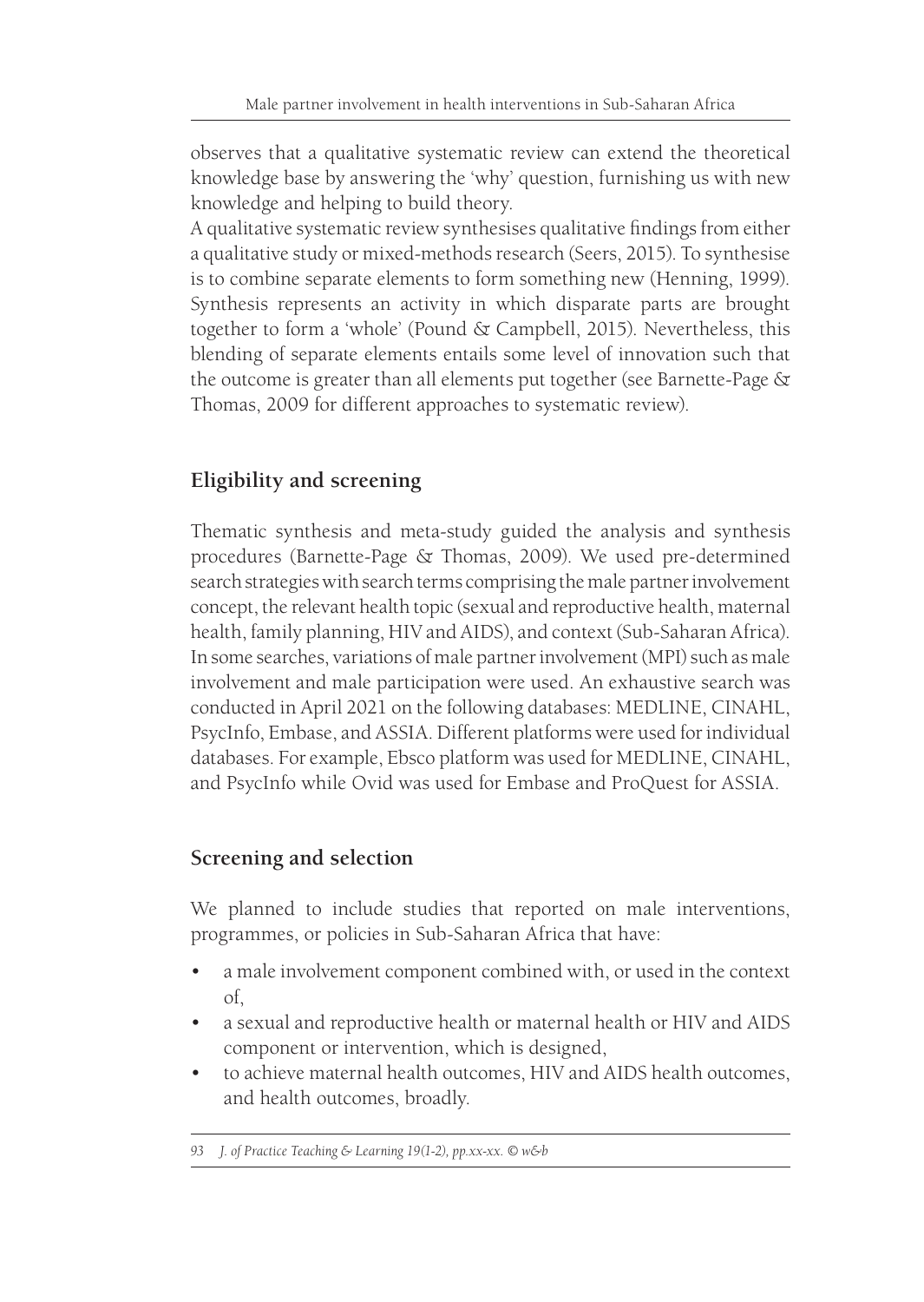observes that a qualitative systematic review can extend the theoretical knowledge base by answering the 'why' question, furnishing us with new knowledge and helping to build theory.

A qualitative systematic review synthesises qualitative findings from either a qualitative study or mixed-methods research (Seers, 2015). To synthesise is to combine separate elements to form something new (Henning, 1999). Synthesis represents an activity in which disparate parts are brought together to form a 'whole' (Pound & Campbell, 2015). Nevertheless, this blending of separate elements entails some level of innovation such that the outcome is greater than all elements put together (see Barnette-Page & Thomas, 2009 for different approaches to systematic review).

## Eligibility and screening

Thematic synthesis and meta-study guided the analysis and synthesis procedures (Barnette-Page & Thomas, 2009). We used pre-determined search strategies with search terms comprising the male partner involvement concept, the relevant health topic (sexual and reproductive health, maternal health, family planning, HIV and AIDS), and context (Sub-Saharan Africa). In some searches, variations of male partner involvement (MPI) such as male involvement and male participation were used. An exhaustive search was conducted in April 2021 on the following databases: MEDLINE, CINAHL, PsycInfo, Embase, and ASSIA. Different platforms were used for individual databases. For example, Ebsco platform was used for MEDLINE, CINAHL, and PsycInfo while Ovid was used for Embase and ProQuest for ASSIA.

## Screening and selection

We planned to include studies that reported on male interventions, programmes, or policies in Sub-Saharan Africa that have:

- a male involvement component combined with, or used in the context of,
- a sexual and reproductive health or maternal health or HIV and AIDS component or intervention, which is designed,
- to achieve maternal health outcomes, HIV and AIDS health outcomes, and health outcomes, broadly.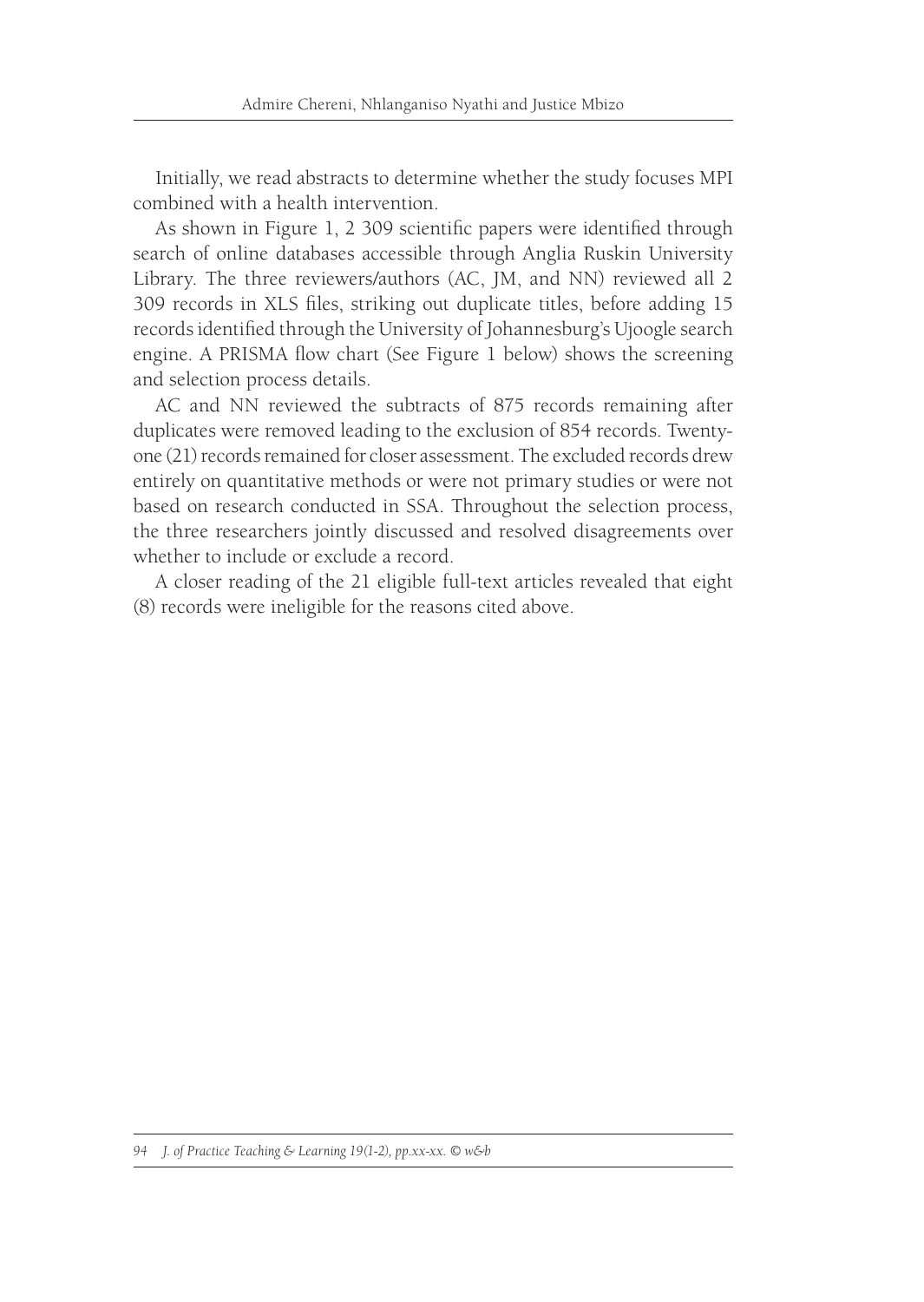Initially, we read abstracts to determine whether the study focuses MPI combined with a health intervention.

As shown in Figure 1, 2 309 scientific papers were identified through search of online databases accessible through Anglia Ruskin University Library. The three reviewers/authors (AC, JM, and NN) reviewed all 2 309 records in XLS files, striking out duplicate titles, before adding 15 records identified through the University of Johannesburg's Ujoogle search engine. A PRISMA flow chart (See Figure 1 below) shows the screening and selection process details.

AC and NN reviewed the subtracts of 875 records remaining after duplicates were removed leading to the exclusion of 854 records. Twenty-one (21) records remained for closer assessment. The excluded records drew entirely on quantitative methods or were not primary studies or were not based on research conducted in SSA. Throughout the selection process, the three researchers jointly discussed and resolved disagreements over whether to include or exclude a record.

A closer reading of the 21 eligible full-text articles revealed that eight (8) records were ineligible for the reasons cited above.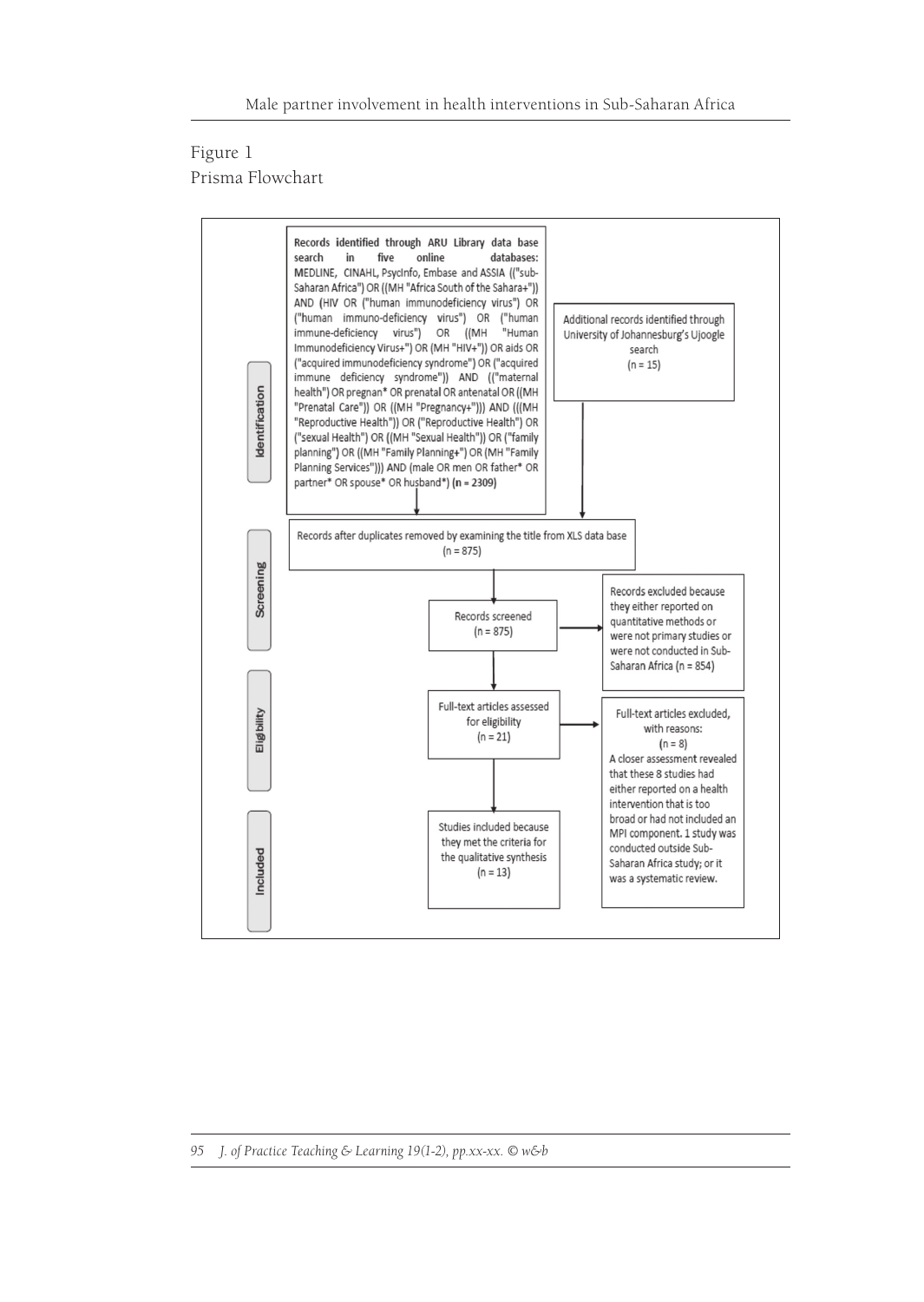Figure 1
Prisma Flowchart

**Identification**

**Records identified through ARU Library data base search in five online databases:** MEDLINE, CINAHL, PsycInfo, Embase and ASSIA (("sub-Saharan Africa") OR ((MH "Africa South of the Sahara+")) AND (HIV OR ("human immunodeficiency virus") OR ("human immuno-deficiency virus") OR ("human immune-deficiency virus") OR ((MH "Human Immunodeficiency Virus+") OR (MH "HIV+")) OR aids OR ("acquired immunodeficiency syndrome") OR ("acquired immune deficiency syndrome")) AND (("maternal health") OR pregnan* OR prenatal OR antenatal OR ((MH "Prenatal Care")) OR ((MH "Pregnancy+"))) AND (((MH "Reproductive Health")) OR ("Reproductive Health") OR ("sexual Health") OR ((MH "Sexual Health")) OR ("family planning") OR ((MH "Family Planning+") OR (MH "Family Planning Services"))) AND (male OR men OR father* OR partner* OR spouse* OR husband*) **(n = 2309)**

Additional records identified through University of Johannesburg's Ujoogle search (n = 15)

**Screening**

Records after duplicates removed by examining the title from XLS data base (n = 875)

Records screened (n = 875)

Records excluded because they either reported on quantitative methods or were not primary studies or were not conducted in Sub-Saharan Africa (n = 854)

**Eligibility**

Full-text articles assessed for eligibility (n = 21)

Full-text articles excluded, with reasons: (n = 8)
A closer assessment revealed that these 8 studies had either reported on a health intervention that is too broad or had not included an MPI component. 1 study was conducted outside Sub-Saharan Africa study; or it was a systematic review.

**Included**

Studies included because they met the criteria for the qualitative synthesis (n = 13)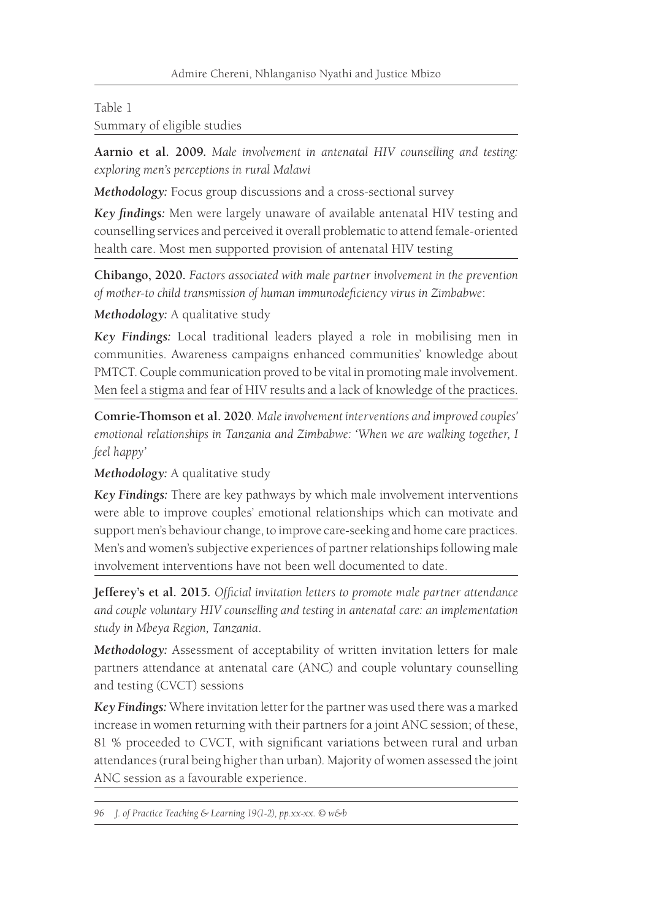Table 1
Summary of eligible studies

**Aarnio et al. 2009.** *Male involvement in antenatal HIV counselling and testing: exploring men's perceptions in rural Malawi*

***Methodology:*** Focus group discussions and a cross-sectional survey

***Key findings:*** Men were largely unaware of available antenatal HIV testing and counselling services and perceived it overall problematic to attend female-oriented health care. Most men supported provision of antenatal HIV testing

**Chibango, 2020.** *Factors associated with male partner involvement in the prevention of mother-to child transmission of human immunodeficiency virus in Zimbabwe*:

***Methodology:*** A qualitative study

***Key Findings:*** Local traditional leaders played a role in mobilising men in communities. Awareness campaigns enhanced communities' knowledge about PMTCT. Couple communication proved to be vital in promoting male involvement. Men feel a stigma and fear of HIV results and a lack of knowledge of the practices.

**Comrie-Thomson et al. 2020**. *Male involvement interventions and improved couples' emotional relationships in Tanzania and Zimbabwe: 'When we are walking together, I feel happy'*

***Methodology:*** A qualitative study

***Key Findings:*** There are key pathways by which male involvement interventions were able to improve couples' emotional relationships which can motivate and support men's behaviour change, to improve care-seeking and home care practices. Men's and women's subjective experiences of partner relationships following male involvement interventions have not been well documented to date.

**Jefferey's et al. 2015.** *Official invitation letters to promote male partner attendance and couple voluntary HIV counselling and testing in antenatal care: an implementation study in Mbeya Region, Tanzania*.

***Methodology:*** Assessment of acceptability of written invitation letters for male partners attendance at antenatal care (ANC) and couple voluntary counselling and testing (CVCT) sessions

***Key Findings:*** Where invitation letter for the partner was used there was a marked increase in women returning with their partners for a joint ANC session; of these, 81 % proceeded to CVCT, with significant variations between rural and urban attendances (rural being higher than urban). Majority of women assessed the joint ANC session as a favourable experience.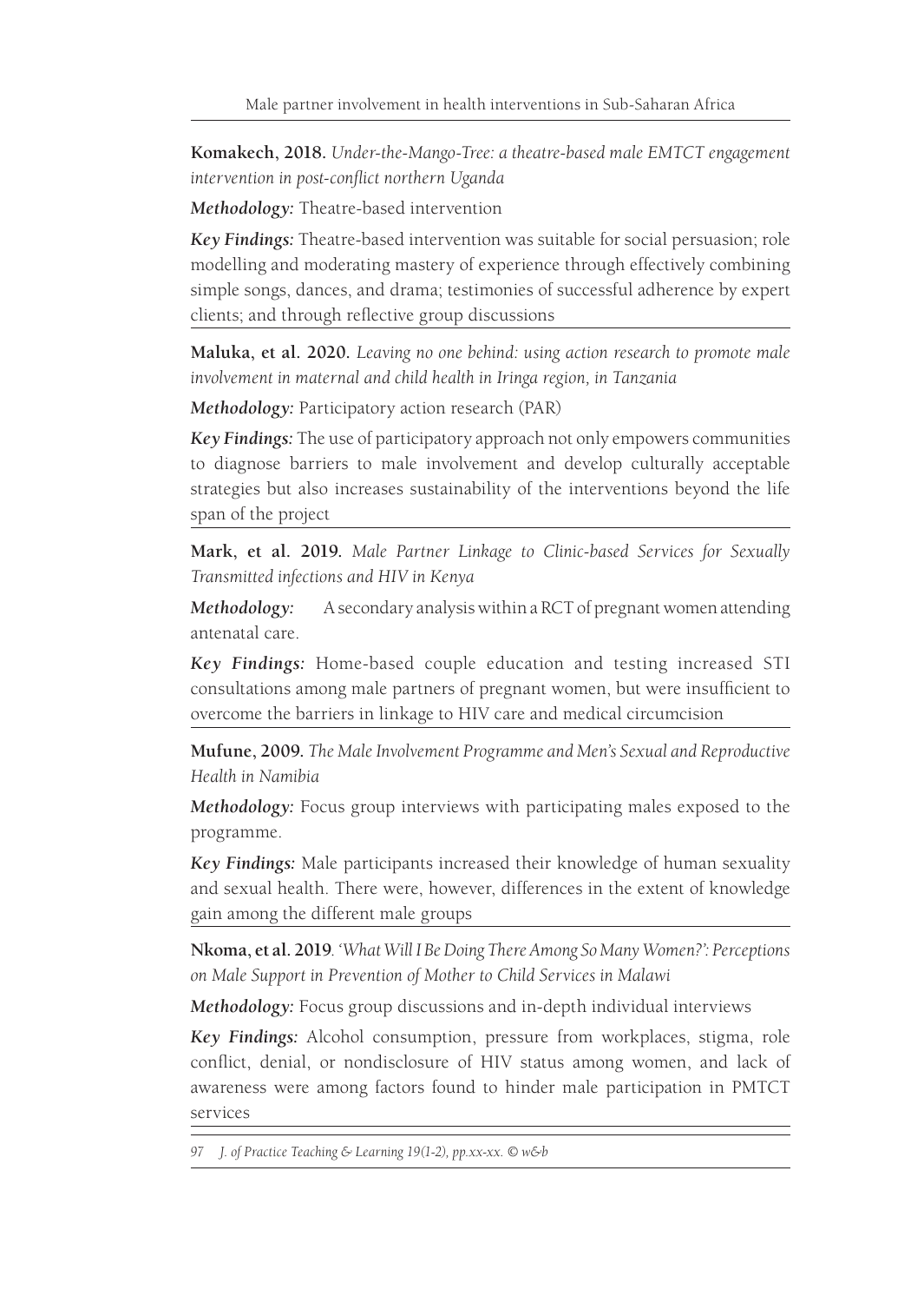**Komakech, 2018.** *Under-the-Mango-Tree: a theatre-based male EMTCT engagement intervention in post-conflict northern Uganda*

***Methodology:*** Theatre-based intervention

***Key Findings:*** Theatre-based intervention was suitable for social persuasion; role modelling and moderating mastery of experience through effectively combining simple songs, dances, and drama; testimonies of successful adherence by expert clients; and through reflective group discussions

---

**Maluka, et al. 2020.** *Leaving no one behind: using action research to promote male involvement in maternal and child health in Iringa region, in Tanzania*

***Methodology:*** Participatory action research (PAR)

***Key Findings:*** The use of participatory approach not only empowers communities to diagnose barriers to male involvement and develop culturally acceptable strategies but also increases sustainability of the interventions beyond the life span of the project

---

**Mark, et al. 2019.** *Male Partner Linkage to Clinic-based Services for Sexually Transmitted infections and HIV in Kenya*

***Methodology:*** A secondary analysis within a RCT of pregnant women attending antenatal care.

***Key Findings:*** Home-based couple education and testing increased STI consultations among male partners of pregnant women, but were insufficient to overcome the barriers in linkage to HIV care and medical circumcision

---

**Mufune, 2009.** *The Male Involvement Programme and Men's Sexual and Reproductive Health in Namibia*

***Methodology:*** Focus group interviews with participating males exposed to the programme.

***Key Findings:*** Male participants increased their knowledge of human sexuality and sexual health. There were, however, differences in the extent of knowledge gain among the different male groups

---

**Nkoma, et al. 2019**. *'What Will I Be Doing There Among So Many Women?': Perceptions on Male Support in Prevention of Mother to Child Services in Malawi*

***Methodology:*** Focus group discussions and in-depth individual interviews

***Key Findings:*** Alcohol consumption, pressure from workplaces, stigma, role conflict, denial, or nondisclosure of HIV status among women, and lack of awareness were among factors found to hinder male participation in PMTCT services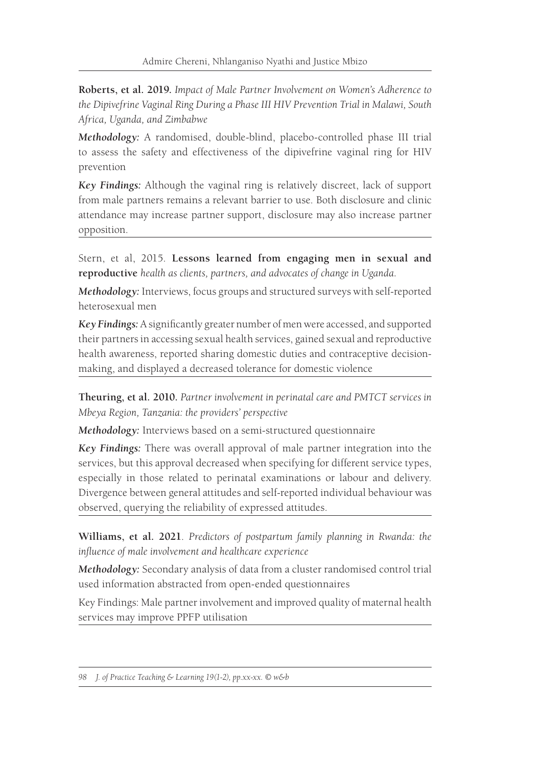**Roberts, et al. 2019.** *Impact of Male Partner Involvement on Women's Adherence to the Dipivefrine Vaginal Ring During a Phase III HIV Prevention Trial in Malawi, South Africa, Uganda, and Zimbabwe*

***Methodology:*** A randomised, double-blind, placebo-controlled phase III trial to assess the safety and effectiveness of the dipivefrine vaginal ring for HIV prevention

***Key Findings:*** Although the vaginal ring is relatively discreet, lack of support from male partners remains a relevant barrier to use. Both disclosure and clinic attendance may increase partner support, disclosure may also increase partner opposition.

---

Stern, et al, 2015. **Lessons learned from engaging men in sexual and reproductive** *health as clients, partners, and advocates of change in Uganda.*

***Methodology:*** Interviews, focus groups and structured surveys with self-reported heterosexual men

***Key Findings:*** A significantly greater number of men were accessed, and supported their partners in accessing sexual health services, gained sexual and reproductive health awareness, reported sharing domestic duties and contraceptive decision-making, and displayed a decreased tolerance for domestic violence

---

**Theuring, et al. 2010.** *Partner involvement in perinatal care and PMTCT services in Mbeya Region, Tanzania: the providers' perspective*

***Methodology:*** Interviews based on a semi-structured questionnaire

***Key Findings:*** There was overall approval of male partner integration into the services, but this approval decreased when specifying for different service types, especially in those related to perinatal examinations or labour and delivery. Divergence between general attitudes and self-reported individual behaviour was observed, querying the reliability of expressed attitudes.

---

**Williams, et al. 2021**. *Predictors of postpartum family planning in Rwanda: the influence of male involvement and healthcare experience*

***Methodology:*** Secondary analysis of data from a cluster randomised control trial used information abstracted from open-ended questionnaires

Key Findings: Male partner involvement and improved quality of maternal health services may improve PPFP utilisation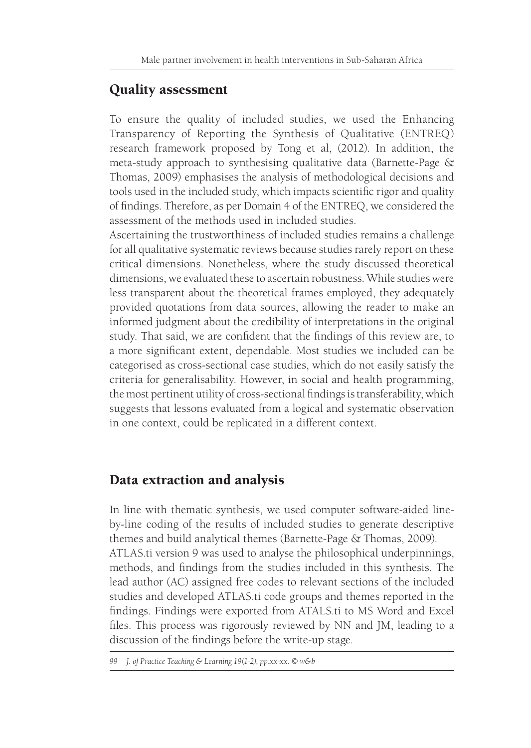## Quality assessment

To ensure the quality of included studies, we used the Enhancing Transparency of Reporting the Synthesis of Qualitative (ENTREQ) research framework proposed by Tong et al, (2012). In addition, the meta-study approach to synthesising qualitative data (Barnette-Page & Thomas, 2009) emphasises the analysis of methodological decisions and tools used in the included study, which impacts scientific rigor and quality of findings. Therefore, as per Domain 4 of the ENTREQ, we considered the assessment of the methods used in included studies.

Ascertaining the trustworthiness of included studies remains a challenge for all qualitative systematic reviews because studies rarely report on these critical dimensions. Nonetheless, where the study discussed theoretical dimensions, we evaluated these to ascertain robustness. While studies were less transparent about the theoretical frames employed, they adequately provided quotations from data sources, allowing the reader to make an informed judgment about the credibility of interpretations in the original study. That said, we are confident that the findings of this review are, to a more significant extent, dependable. Most studies we included can be categorised as cross-sectional case studies, which do not easily satisfy the criteria for generalisability. However, in social and health programming, the most pertinent utility of cross-sectional findings is transferability, which suggests that lessons evaluated from a logical and systematic observation in one context, could be replicated in a different context.

## Data extraction and analysis

In line with thematic synthesis, we used computer software-aided line-by-line coding of the results of included studies to generate descriptive themes and build analytical themes (Barnette-Page & Thomas, 2009).

ATLAS.ti version 9 was used to analyse the philosophical underpinnings, methods, and findings from the studies included in this synthesis. The lead author (AC) assigned free codes to relevant sections of the included studies and developed ATLAS.ti code groups and themes reported in the findings. Findings were exported from ATALS.ti to MS Word and Excel files. This process was rigorously reviewed by NN and JM, leading to a discussion of the findings before the write-up stage.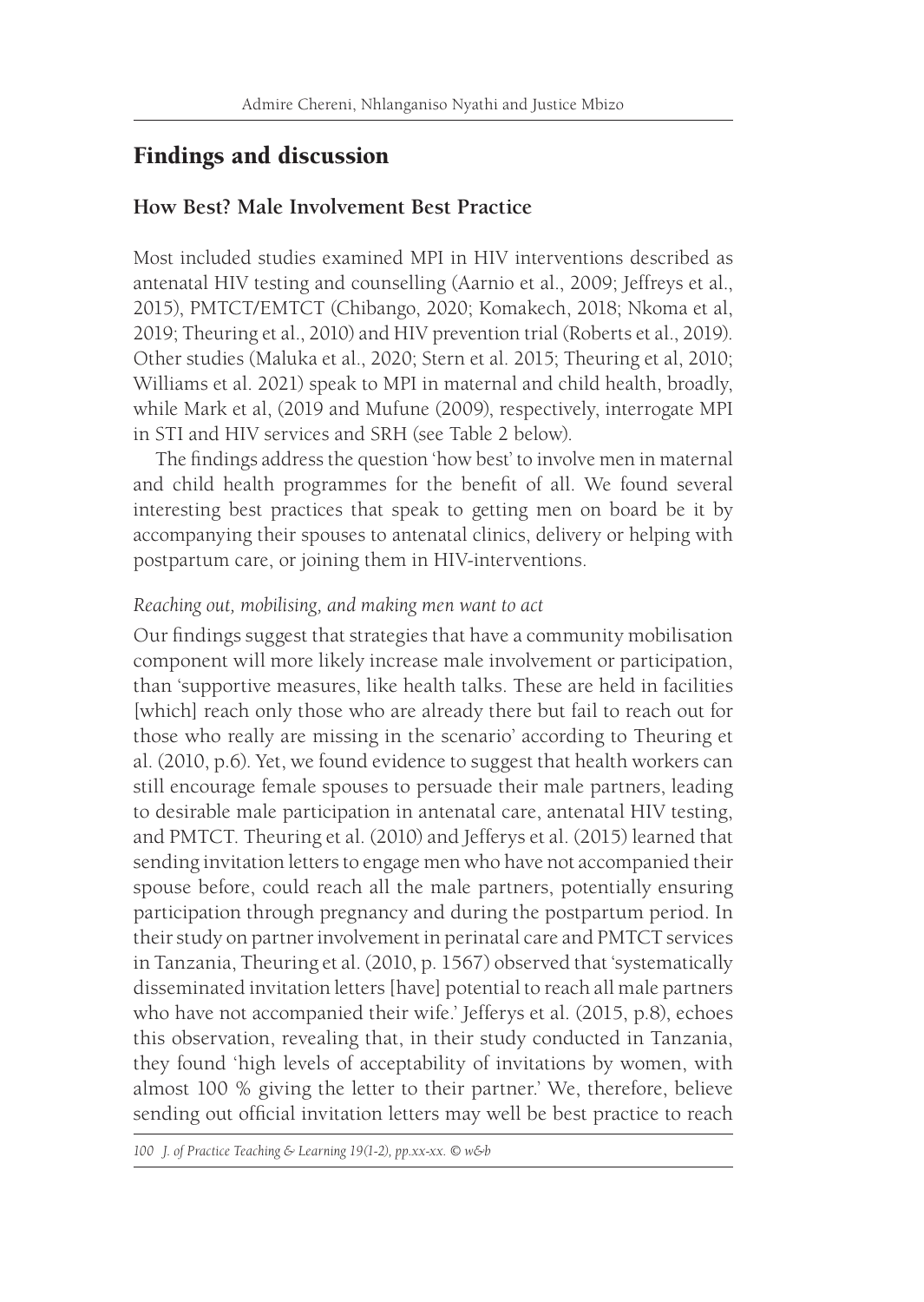## Findings and discussion

### How Best? Male Involvement Best Practice

Most included studies examined MPI in HIV interventions described as antenatal HIV testing and counselling (Aarnio et al., 2009; Jeffreys et al., 2015), PMTCT/EMTCT (Chibango, 2020; Komakech, 2018; Nkoma et al, 2019; Theuring et al., 2010) and HIV prevention trial (Roberts et al., 2019). Other studies (Maluka et al., 2020; Stern et al. 2015; Theuring et al, 2010; Williams et al. 2021) speak to MPI in maternal and child health, broadly, while Mark et al, (2019 and Mufune (2009), respectively, interrogate MPI in STI and HIV services and SRH (see Table 2 below).

The findings address the question 'how best' to involve men in maternal and child health programmes for the benefit of all. We found several interesting best practices that speak to getting men on board be it by accompanying their spouses to antenatal clinics, delivery or helping with postpartum care, or joining them in HIV-interventions.

*Reaching out, mobilising, and making men want to act*

Our findings suggest that strategies that have a community mobilisation component will more likely increase male involvement or participation, than 'supportive measures, like health talks. These are held in facilities [which] reach only those who are already there but fail to reach out for those who really are missing in the scenario' according to Theuring et al. (2010, p.6). Yet, we found evidence to suggest that health workers can still encourage female spouses to persuade their male partners, leading to desirable male participation in antenatal care, antenatal HIV testing, and PMTCT. Theuring et al. (2010) and Jefferys et al. (2015) learned that sending invitation letters to engage men who have not accompanied their spouse before, could reach all the male partners, potentially ensuring participation through pregnancy and during the postpartum period. In their study on partner involvement in perinatal care and PMTCT services in Tanzania, Theuring et al. (2010, p. 1567) observed that 'systematically disseminated invitation letters [have] potential to reach all male partners who have not accompanied their wife.' Jefferys et al. (2015, p.8), echoes this observation, revealing that, in their study conducted in Tanzania, they found 'high levels of acceptability of invitations by women, with almost 100 % giving the letter to their partner.' We, therefore, believe sending out official invitation letters may well be best practice to reach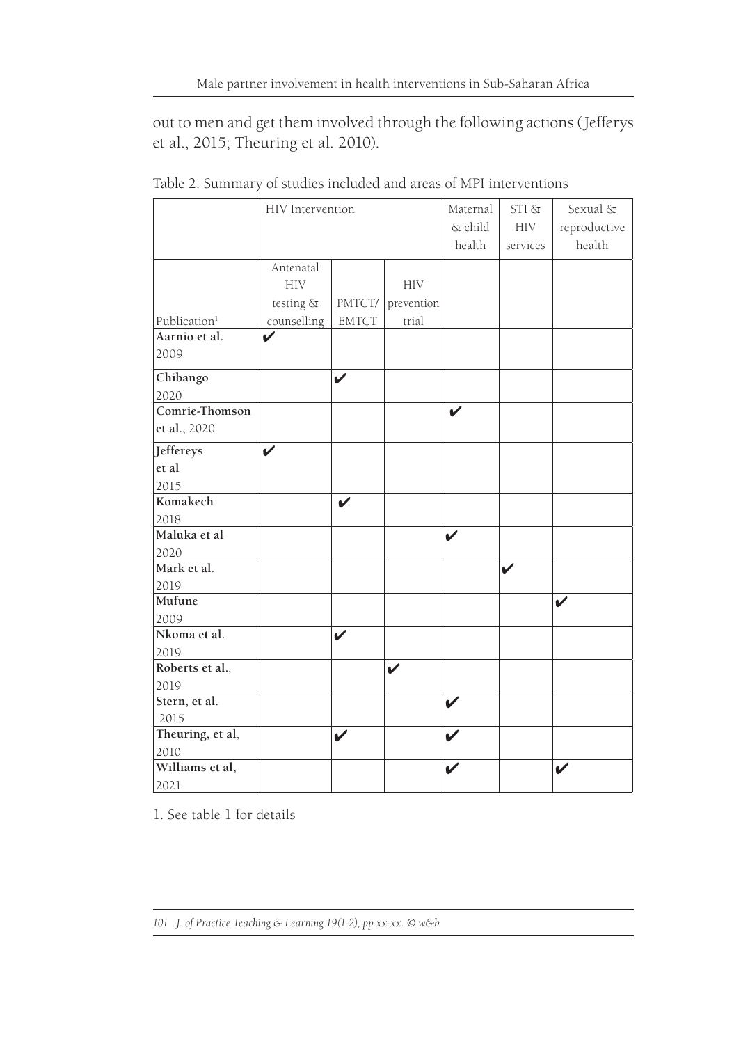out to men and get them involved through the following actions (Jefferys et al., 2015; Theuring et al. 2010).

Table 2: Summary of studies included and areas of MPI interventions

| | HIV Intervention | | | Maternal & child health | STI & HIV services | Sexual & reproductive health |
|---|---|---|---|---|---|---|
| Publication[1] | Antenatal HIV testing & counselling | PMTCT/ EMTCT | HIV prevention trial | | | |
| **Aarnio et al.** 2009 | ✔ | | | | | |
| **Chibango** 2020 | | ✔ | | | | |
| **Comrie-Thomson et al.**, 2020 | | | | ✔ | | |
| **Jeffereys et al** 2015 | ✔ | | | | | |
| **Komakech** 2018 | | ✔ | | | | |
| **Maluka et al** 2020 | | | | ✔ | | |
| **Mark et al**. 2019 | | | | | ✔ | |
| **Mufune** 2009 | | | | | | ✔ |
| **Nkoma et al.** 2019 | | ✔ | | | | |
| **Roberts et al.**, 2019 | | | ✔ | | | |
| **Stern, et al.** 2015 | | | | ✔ | | |
| **Theuring, et al**, 2010 | | ✔ | | ✔ | | |
| **Williams et al**, 2021 | | | | ✔ | | ✔ |

1. See table 1 for details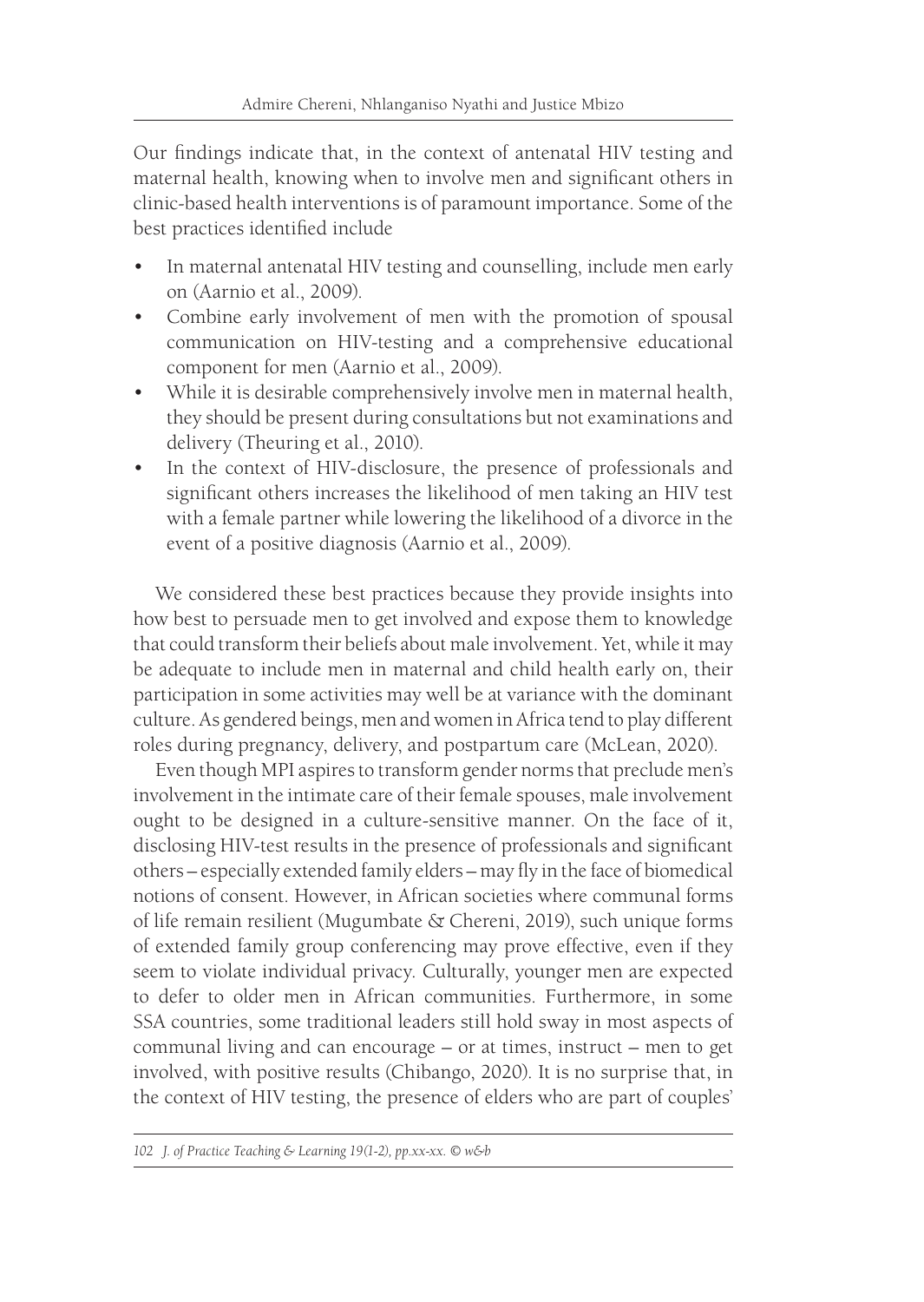Our findings indicate that, in the context of antenatal HIV testing and maternal health, knowing when to involve men and significant others in clinic-based health interventions is of paramount importance. Some of the best practices identified include

- In maternal antenatal HIV testing and counselling, include men early on (Aarnio et al., 2009).
- Combine early involvement of men with the promotion of spousal communication on HIV-testing and a comprehensive educational component for men (Aarnio et al., 2009).
- While it is desirable comprehensively involve men in maternal health, they should be present during consultations but not examinations and delivery (Theuring et al., 2010).
- In the context of HIV-disclosure, the presence of professionals and significant others increases the likelihood of men taking an HIV test with a female partner while lowering the likelihood of a divorce in the event of a positive diagnosis (Aarnio et al., 2009).

We considered these best practices because they provide insights into how best to persuade men to get involved and expose them to knowledge that could transform their beliefs about male involvement. Yet, while it may be adequate to include men in maternal and child health early on, their participation in some activities may well be at variance with the dominant culture. As gendered beings, men and women in Africa tend to play different roles during pregnancy, delivery, and postpartum care (McLean, 2020).

Even though MPI aspires to transform gender norms that preclude men's involvement in the intimate care of their female spouses, male involvement ought to be designed in a culture-sensitive manner. On the face of it, disclosing HIV-test results in the presence of professionals and significant others – especially extended family elders – may fly in the face of biomedical notions of consent. However, in African societies where communal forms of life remain resilient (Mugumbate & Chereni, 2019), such unique forms of extended family group conferencing may prove effective, even if they seem to violate individual privacy. Culturally, younger men are expected to defer to older men in African communities. Furthermore, in some SSA countries, some traditional leaders still hold sway in most aspects of communal living and can encourage – or at times, instruct – men to get involved, with positive results (Chibango, 2020). It is no surprise that, in the context of HIV testing, the presence of elders who are part of couples'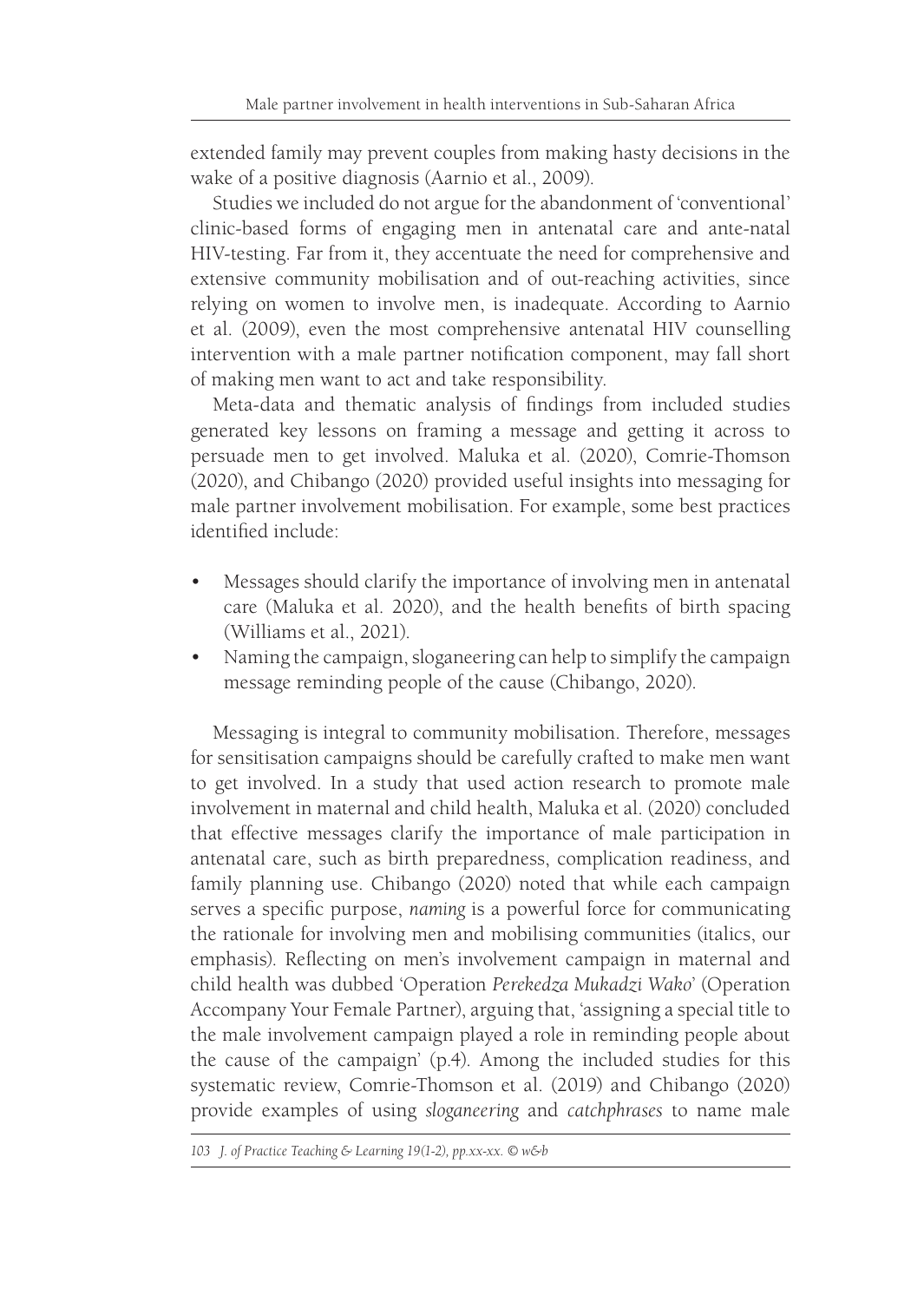extended family may prevent couples from making hasty decisions in the wake of a positive diagnosis (Aarnio et al., 2009).

Studies we included do not argue for the abandonment of 'conventional' clinic-based forms of engaging men in antenatal care and ante-natal HIV-testing. Far from it, they accentuate the need for comprehensive and extensive community mobilisation and of out-reaching activities, since relying on women to involve men, is inadequate. According to Aarnio et al. (2009), even the most comprehensive antenatal HIV counselling intervention with a male partner notification component, may fall short of making men want to act and take responsibility.

Meta-data and thematic analysis of findings from included studies generated key lessons on framing a message and getting it across to persuade men to get involved. Maluka et al. (2020), Comrie-Thomson (2020), and Chibango (2020) provided useful insights into messaging for male partner involvement mobilisation. For example, some best practices identified include:

- Messages should clarify the importance of involving men in antenatal care (Maluka et al. 2020), and the health benefits of birth spacing (Williams et al., 2021).
- Naming the campaign, sloganeering can help to simplify the campaign message reminding people of the cause (Chibango, 2020).

Messaging is integral to community mobilisation. Therefore, messages for sensitisation campaigns should be carefully crafted to make men want to get involved. In a study that used action research to promote male involvement in maternal and child health, Maluka et al. (2020) concluded that effective messages clarify the importance of male participation in antenatal care, such as birth preparedness, complication readiness, and family planning use. Chibango (2020) noted that while each campaign serves a specific purpose, *naming* is a powerful force for communicating the rationale for involving men and mobilising communities (italics, our emphasis). Reflecting on men's involvement campaign in maternal and child health was dubbed 'Operation *Perekedza Mukadzi Wako*' (Operation Accompany Your Female Partner), arguing that, 'assigning a special title to the male involvement campaign played a role in reminding people about the cause of the campaign' (p.4). Among the included studies for this systematic review, Comrie-Thomson et al. (2019) and Chibango (2020) provide examples of using *sloganeering* and *catchphrases* to name male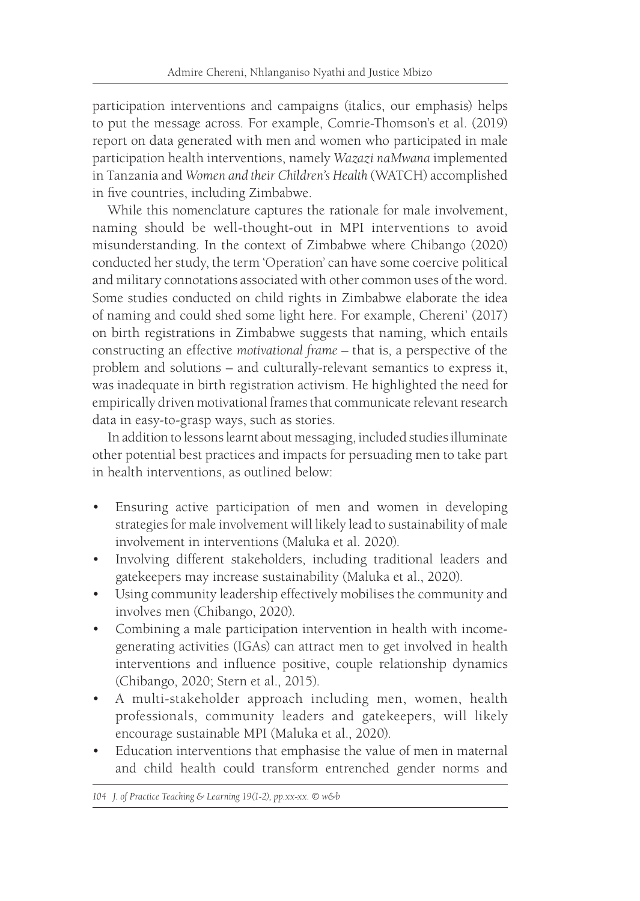participation interventions and campaigns (italics, our emphasis) helps to put the message across. For example, Comrie-Thomson's et al. (2019) report on data generated with men and women who participated in male participation health interventions, namely *Wazazi naMwana* implemented in Tanzania and *Women and their Children's Health* (WATCH) accomplished in five countries, including Zimbabwe.

While this nomenclature captures the rationale for male involvement, naming should be well-thought-out in MPI interventions to avoid misunderstanding. In the context of Zimbabwe where Chibango (2020) conducted her study, the term 'Operation' can have some coercive political and military connotations associated with other common uses of the word. Some studies conducted on child rights in Zimbabwe elaborate the idea of naming and could shed some light here. For example, Chereni' (2017) on birth registrations in Zimbabwe suggests that naming, which entails constructing an effective *motivational frame* – that is, a perspective of the problem and solutions – and culturally-relevant semantics to express it, was inadequate in birth registration activism. He highlighted the need for empirically driven motivational frames that communicate relevant research data in easy-to-grasp ways, such as stories.

In addition to lessons learnt about messaging, included studies illuminate other potential best practices and impacts for persuading men to take part in health interventions, as outlined below:

- Ensuring active participation of men and women in developing strategies for male involvement will likely lead to sustainability of male involvement in interventions (Maluka et al. 2020).
- Involving different stakeholders, including traditional leaders and gatekeepers may increase sustainability (Maluka et al., 2020).
- Using community leadership effectively mobilises the community and involves men (Chibango, 2020).
- Combining a male participation intervention in health with income-generating activities (IGAs) can attract men to get involved in health interventions and influence positive, couple relationship dynamics (Chibango, 2020; Stern et al., 2015).
- A multi-stakeholder approach including men, women, health professionals, community leaders and gatekeepers, will likely encourage sustainable MPI (Maluka et al., 2020).
- Education interventions that emphasise the value of men in maternal and child health could transform entrenched gender norms and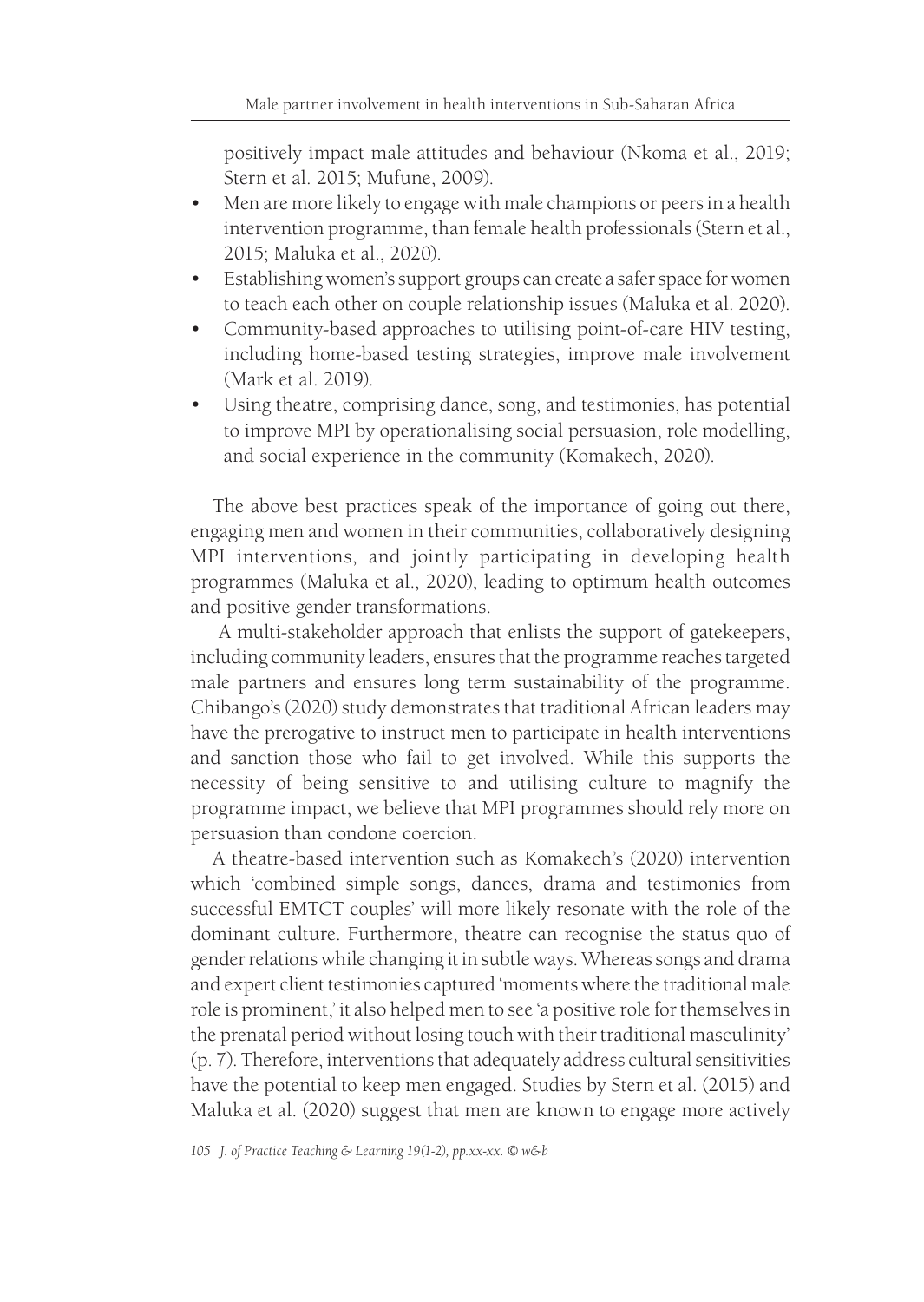positively impact male attitudes and behaviour (Nkoma et al., 2019; Stern et al. 2015; Mufune, 2009).

- Men are more likely to engage with male champions or peers in a health intervention programme, than female health professionals (Stern et al., 2015; Maluka et al., 2020).
- Establishing women's support groups can create a safer space for women to teach each other on couple relationship issues (Maluka et al. 2020).
- Community-based approaches to utilising point-of-care HIV testing, including home-based testing strategies, improve male involvement (Mark et al. 2019).
- Using theatre, comprising dance, song, and testimonies, has potential to improve MPI by operationalising social persuasion, role modelling, and social experience in the community (Komakech, 2020).

The above best practices speak of the importance of going out there, engaging men and women in their communities, collaboratively designing MPI interventions, and jointly participating in developing health programmes (Maluka et al., 2020), leading to optimum health outcomes and positive gender transformations.

A multi-stakeholder approach that enlists the support of gatekeepers, including community leaders, ensures that the programme reaches targeted male partners and ensures long term sustainability of the programme. Chibango's (2020) study demonstrates that traditional African leaders may have the prerogative to instruct men to participate in health interventions and sanction those who fail to get involved. While this supports the necessity of being sensitive to and utilising culture to magnify the programme impact, we believe that MPI programmes should rely more on persuasion than condone coercion.

A theatre-based intervention such as Komakech's (2020) intervention which 'combined simple songs, dances, drama and testimonies from successful EMTCT couples' will more likely resonate with the role of the dominant culture. Furthermore, theatre can recognise the status quo of gender relations while changing it in subtle ways. Whereas songs and drama and expert client testimonies captured 'moments where the traditional male role is prominent,' it also helped men to see 'a positive role for themselves in the prenatal period without losing touch with their traditional masculinity' (p. 7). Therefore, interventions that adequately address cultural sensitivities have the potential to keep men engaged. Studies by Stern et al. (2015) and Maluka et al. (2020) suggest that men are known to engage more actively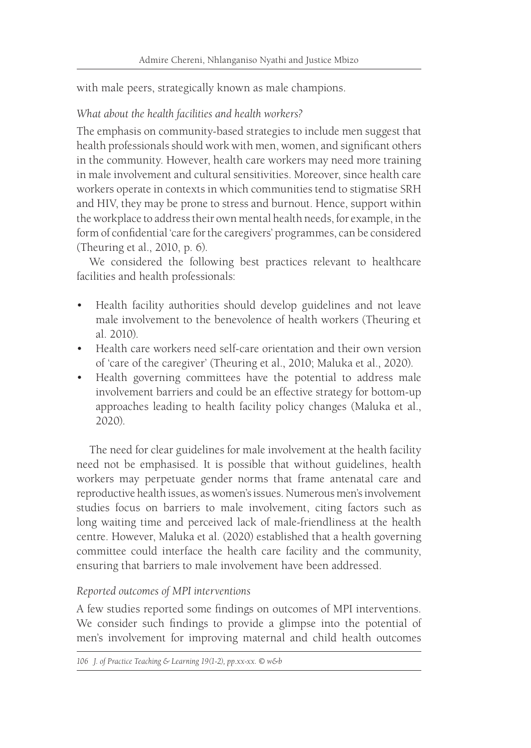with male peers, strategically known as male champions.

*What about the health facilities and health workers?*

The emphasis on community-based strategies to include men suggest that health professionals should work with men, women, and significant others in the community. However, health care workers may need more training in male involvement and cultural sensitivities. Moreover, since health care workers operate in contexts in which communities tend to stigmatise SRH and HIV, they may be prone to stress and burnout. Hence, support within the workplace to address their own mental health needs, for example, in the form of confidential 'care for the caregivers' programmes, can be considered (Theuring et al., 2010, p. 6).

We considered the following best practices relevant to healthcare facilities and health professionals:

- Health facility authorities should develop guidelines and not leave male involvement to the benevolence of health workers (Theuring et al. 2010).
- Health care workers need self-care orientation and their own version of 'care of the caregiver' (Theuring et al., 2010; Maluka et al., 2020).
- Health governing committees have the potential to address male involvement barriers and could be an effective strategy for bottom-up approaches leading to health facility policy changes (Maluka et al., 2020).

The need for clear guidelines for male involvement at the health facility need not be emphasised. It is possible that without guidelines, health workers may perpetuate gender norms that frame antenatal care and reproductive health issues, as women's issues. Numerous men's involvement studies focus on barriers to male involvement, citing factors such as long waiting time and perceived lack of male-friendliness at the health centre. However, Maluka et al. (2020) established that a health governing committee could interface the health care facility and the community, ensuring that barriers to male involvement have been addressed.

*Reported outcomes of MPI interventions*

A few studies reported some findings on outcomes of MPI interventions. We consider such findings to provide a glimpse into the potential of men's involvement for improving maternal and child health outcomes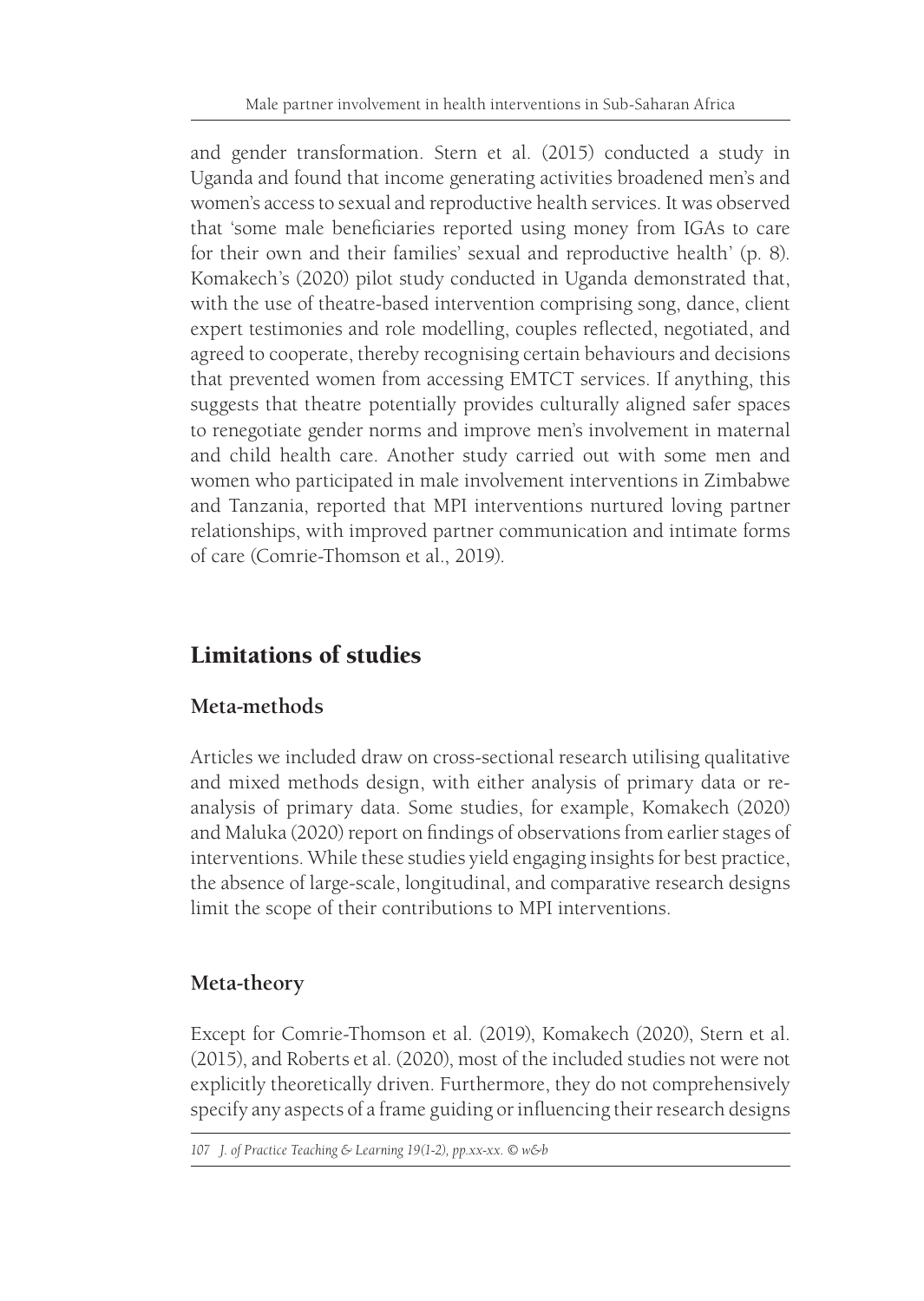and gender transformation. Stern et al. (2015) conducted a study in Uganda and found that income generating activities broadened men's and women's access to sexual and reproductive health services. It was observed that 'some male beneficiaries reported using money from IGAs to care for their own and their families' sexual and reproductive health' (p. 8). Komakech's (2020) pilot study conducted in Uganda demonstrated that, with the use of theatre-based intervention comprising song, dance, client expert testimonies and role modelling, couples reflected, negotiated, and agreed to cooperate, thereby recognising certain behaviours and decisions that prevented women from accessing EMTCT services. If anything, this suggests that theatre potentially provides culturally aligned safer spaces to renegotiate gender norms and improve men's involvement in maternal and child health care. Another study carried out with some men and women who participated in male involvement interventions in Zimbabwe and Tanzania, reported that MPI interventions nurtured loving partner relationships, with improved partner communication and intimate forms of care (Comrie-Thomson et al., 2019).

## Limitations of studies

### Meta-methods

Articles we included draw on cross-sectional research utilising qualitative and mixed methods design, with either analysis of primary data or re-analysis of primary data. Some studies, for example, Komakech (2020) and Maluka (2020) report on findings of observations from earlier stages of interventions. While these studies yield engaging insights for best practice, the absence of large-scale, longitudinal, and comparative research designs limit the scope of their contributions to MPI interventions.

### Meta-theory

Except for Comrie-Thomson et al. (2019), Komakech (2020), Stern et al. (2015), and Roberts et al. (2020), most of the included studies not were not explicitly theoretically driven. Furthermore, they do not comprehensively specify any aspects of a frame guiding or influencing their research designs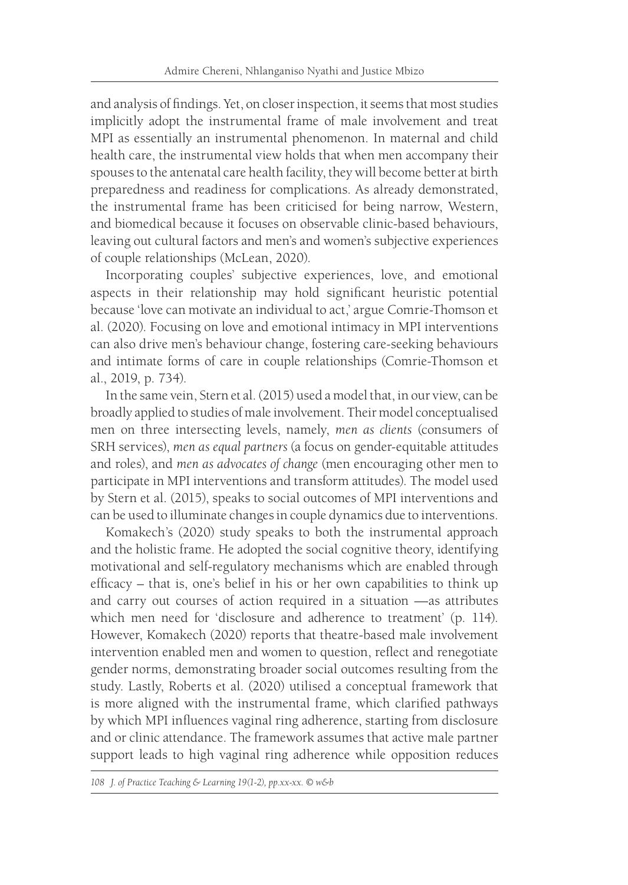and analysis of findings. Yet, on closer inspection, it seems that most studies implicitly adopt the instrumental frame of male involvement and treat MPI as essentially an instrumental phenomenon. In maternal and child health care, the instrumental view holds that when men accompany their spouses to the antenatal care health facility, they will become better at birth preparedness and readiness for complications. As already demonstrated, the instrumental frame has been criticised for being narrow, Western, and biomedical because it focuses on observable clinic-based behaviours, leaving out cultural factors and men's and women's subjective experiences of couple relationships (McLean, 2020).

Incorporating couples' subjective experiences, love, and emotional aspects in their relationship may hold significant heuristic potential because 'love can motivate an individual to act,' argue Comrie-Thomson et al. (2020). Focusing on love and emotional intimacy in MPI interventions can also drive men's behaviour change, fostering care-seeking behaviours and intimate forms of care in couple relationships (Comrie-Thomson et al., 2019, p. 734).

In the same vein, Stern et al. (2015) used a model that, in our view, can be broadly applied to studies of male involvement. Their model conceptualised men on three intersecting levels, namely, *men as clients* (consumers of SRH services), *men as equal partners* (a focus on gender-equitable attitudes and roles), and *men as advocates of change* (men encouraging other men to participate in MPI interventions and transform attitudes). The model used by Stern et al. (2015), speaks to social outcomes of MPI interventions and can be used to illuminate changes in couple dynamics due to interventions.

Komakech's (2020) study speaks to both the instrumental approach and the holistic frame. He adopted the social cognitive theory, identifying motivational and self-regulatory mechanisms which are enabled through efficacy – that is, one's belief in his or her own capabilities to think up and carry out courses of action required in a situation —as attributes which men need for 'disclosure and adherence to treatment' (p. 114). However, Komakech (2020) reports that theatre-based male involvement intervention enabled men and women to question, reflect and renegotiate gender norms, demonstrating broader social outcomes resulting from the study. Lastly, Roberts et al. (2020) utilised a conceptual framework that is more aligned with the instrumental frame, which clarified pathways by which MPI influences vaginal ring adherence, starting from disclosure and or clinic attendance. The framework assumes that active male partner support leads to high vaginal ring adherence while opposition reduces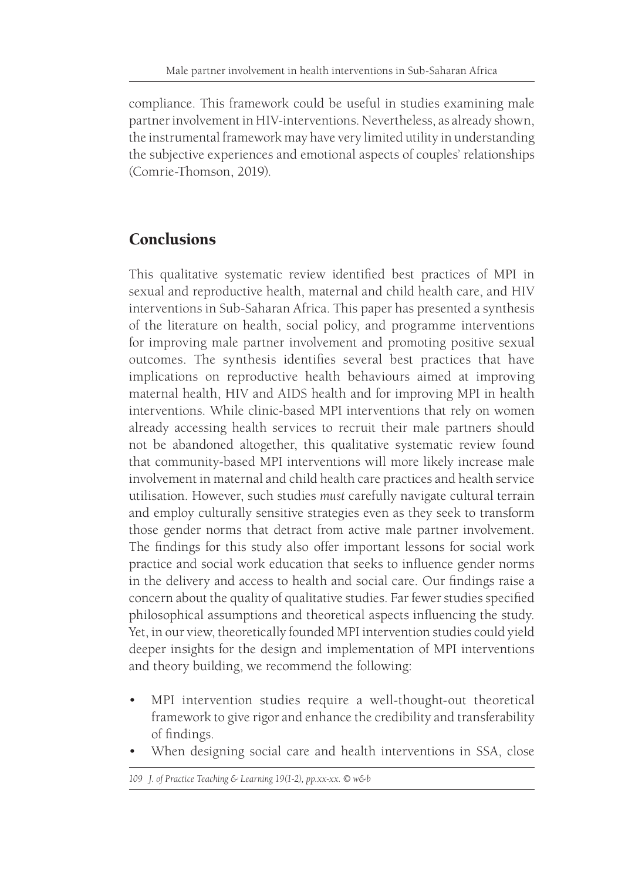compliance. This framework could be useful in studies examining male partner involvement in HIV-interventions. Nevertheless, as already shown, the instrumental framework may have very limited utility in understanding the subjective experiences and emotional aspects of couples' relationships (Comrie-Thomson, 2019).

## Conclusions

This qualitative systematic review identified best practices of MPI in sexual and reproductive health, maternal and child health care, and HIV interventions in Sub-Saharan Africa. This paper has presented a synthesis of the literature on health, social policy, and programme interventions for improving male partner involvement and promoting positive sexual outcomes. The synthesis identifies several best practices that have implications on reproductive health behaviours aimed at improving maternal health, HIV and AIDS health and for improving MPI in health interventions. While clinic-based MPI interventions that rely on women already accessing health services to recruit their male partners should not be abandoned altogether, this qualitative systematic review found that community-based MPI interventions will more likely increase male involvement in maternal and child health care practices and health service utilisation. However, such studies *must* carefully navigate cultural terrain and employ culturally sensitive strategies even as they seek to transform those gender norms that detract from active male partner involvement. The findings for this study also offer important lessons for social work practice and social work education that seeks to influence gender norms in the delivery and access to health and social care. Our findings raise a concern about the quality of qualitative studies. Far fewer studies specified philosophical assumptions and theoretical aspects influencing the study. Yet, in our view, theoretically founded MPI intervention studies could yield deeper insights for the design and implementation of MPI interventions and theory building, we recommend the following:

- MPI intervention studies require a well-thought-out theoretical framework to give rigor and enhance the credibility and transferability of findings.
- When designing social care and health interventions in SSA, close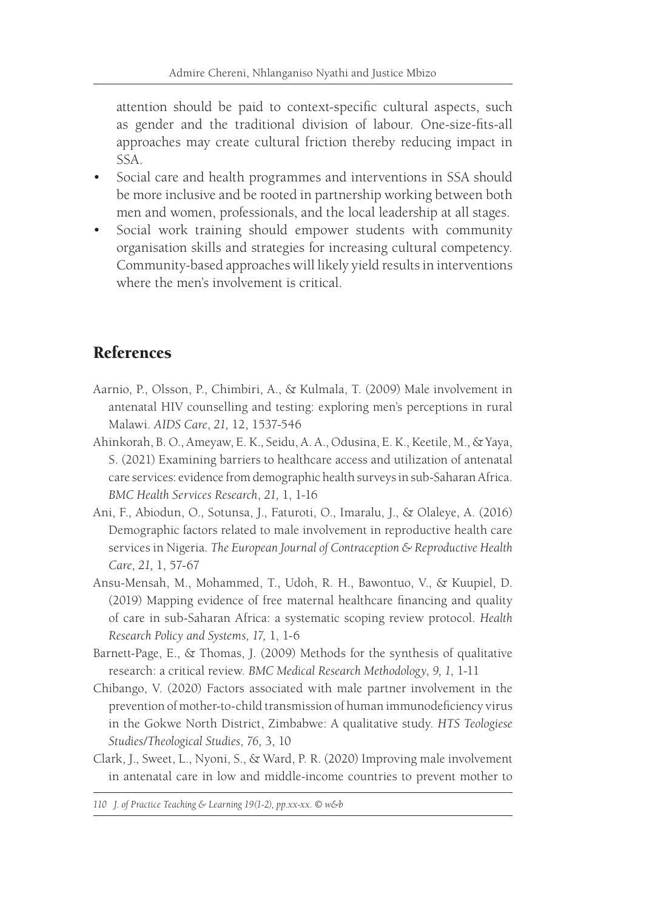attention should be paid to context-specific cultural aspects, such as gender and the traditional division of labour. One-size-fits-all approaches may create cultural friction thereby reducing impact in SSA.

- Social care and health programmes and interventions in SSA should be more inclusive and be rooted in partnership working between both men and women, professionals, and the local leadership at all stages.
- Social work training should empower students with community organisation skills and strategies for increasing cultural competency. Community-based approaches will likely yield results in interventions where the men's involvement is critical.

## References

Aarnio, P., Olsson, P., Chimbiri, A., & Kulmala, T. (2009) Male involvement in antenatal HIV counselling and testing: exploring men's perceptions in rural Malawi. *AIDS Care*, *21,* 12, 1537-546

Ahinkorah, B. O., Ameyaw, E. K., Seidu, A. A., Odusina, E. K., Keetile, M., & Yaya, S. (2021) Examining barriers to healthcare access and utilization of antenatal care services: evidence from demographic health surveys in sub-Saharan Africa. *BMC Health Services Research*, *21,* 1, 1-16

Ani, F., Abiodun, O., Sotunsa, J., Faturoti, O., Imaralu, J., & Olaleye, A. (2016) Demographic factors related to male involvement in reproductive health care services in Nigeria. *The European Journal of Contraception & Reproductive Health Care*, *21,* 1, 57-67

Ansu-Mensah, M., Mohammed, T., Udoh, R. H., Bawontuo, V., & Kuupiel, D. (2019) Mapping evidence of free maternal healthcare financing and quality of care in sub-Saharan Africa: a systematic scoping review protocol. *Health Research Policy and Systems, 17,* 1, 1-6

Barnett-Page, E., & Thomas, J. (2009) Methods for the synthesis of qualitative research: a critical review. *BMC Medical Research Methodology*, *9, 1*, 1-11

Chibango, V. (2020) Factors associated with male partner involvement in the prevention of mother-to-child transmission of human immunodeficiency virus in the Gokwe North District, Zimbabwe: A qualitative study. *HTS Teologiese Studies/Theological Studies*, *76,* 3, 10

Clark, J., Sweet, L., Nyoni, S., & Ward, P. R. (2020) Improving male involvement in antenatal care in low and middle-income countries to prevent mother to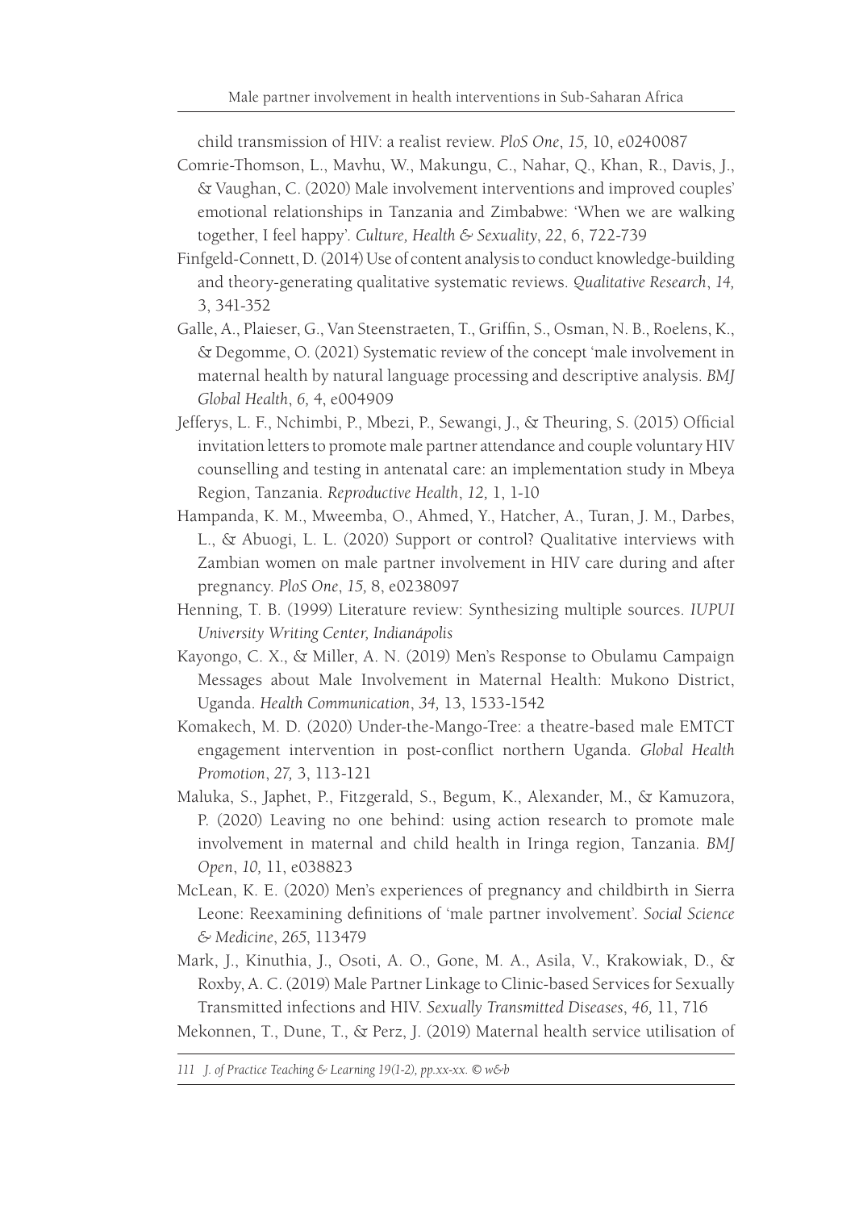child transmission of HIV: a realist review. *PloS One*, *15,* 10, e0240087

Comrie-Thomson, L., Mavhu, W., Makungu, C., Nahar, Q., Khan, R., Davis, J., & Vaughan, C. (2020) Male involvement interventions and improved couples' emotional relationships in Tanzania and Zimbabwe: 'When we are walking together, I feel happy'. *Culture, Health & Sexuality*, *22*, 6, 722-739

Finfgeld-Connett, D. (2014) Use of content analysis to conduct knowledge-building and theory-generating qualitative systematic reviews. *Qualitative Research*, *14,* 3, 341-352

Galle, A., Plaieser, G., Van Steenstraeten, T., Griffin, S., Osman, N. B., Roelens, K., & Degomme, O. (2021) Systematic review of the concept 'male involvement in maternal health by natural language processing and descriptive analysis. *BMJ Global Health*, *6,* 4, e004909

Jefferys, L. F., Nchimbi, P., Mbezi, P., Sewangi, J., & Theuring, S. (2015) Official invitation letters to promote male partner attendance and couple voluntary HIV counselling and testing in antenatal care: an implementation study in Mbeya Region, Tanzania. *Reproductive Health*, *12,* 1, 1-10

Hampanda, K. M., Mweemba, O., Ahmed, Y., Hatcher, A., Turan, J. M., Darbes, L., & Abuogi, L. L. (2020) Support or control? Qualitative interviews with Zambian women on male partner involvement in HIV care during and after pregnancy. *PloS One*, *15,* 8, e0238097

Henning, T. B. (1999) Literature review: Synthesizing multiple sources. *IUPUI University Writing Center, Indianápolis*

Kayongo, C. X., & Miller, A. N. (2019) Men's Response to Obulamu Campaign Messages about Male Involvement in Maternal Health: Mukono District, Uganda. *Health Communication*, *34,* 13, 1533-1542

Komakech, M. D. (2020) Under-the-Mango-Tree: a theatre-based male EMTCT engagement intervention in post-conflict northern Uganda. *Global Health Promotion*, *27,* 3, 113-121

Maluka, S., Japhet, P., Fitzgerald, S., Begum, K., Alexander, M., & Kamuzora, P. (2020) Leaving no one behind: using action research to promote male involvement in maternal and child health in Iringa region, Tanzania. *BMJ Open*, *10,* 11, e038823

McLean, K. E. (2020) Men's experiences of pregnancy and childbirth in Sierra Leone: Reexamining definitions of 'male partner involvement'. *Social Science & Medicine*, *265*, 113479

Mark, J., Kinuthia, J., Osoti, A. O., Gone, M. A., Asila, V., Krakowiak, D., & Roxby, A. C. (2019) Male Partner Linkage to Clinic-based Services for Sexually Transmitted infections and HIV. *Sexually Transmitted Diseases*, *46,* 11, 716

Mekonnen, T., Dune, T., & Perz, J. (2019) Maternal health service utilisation of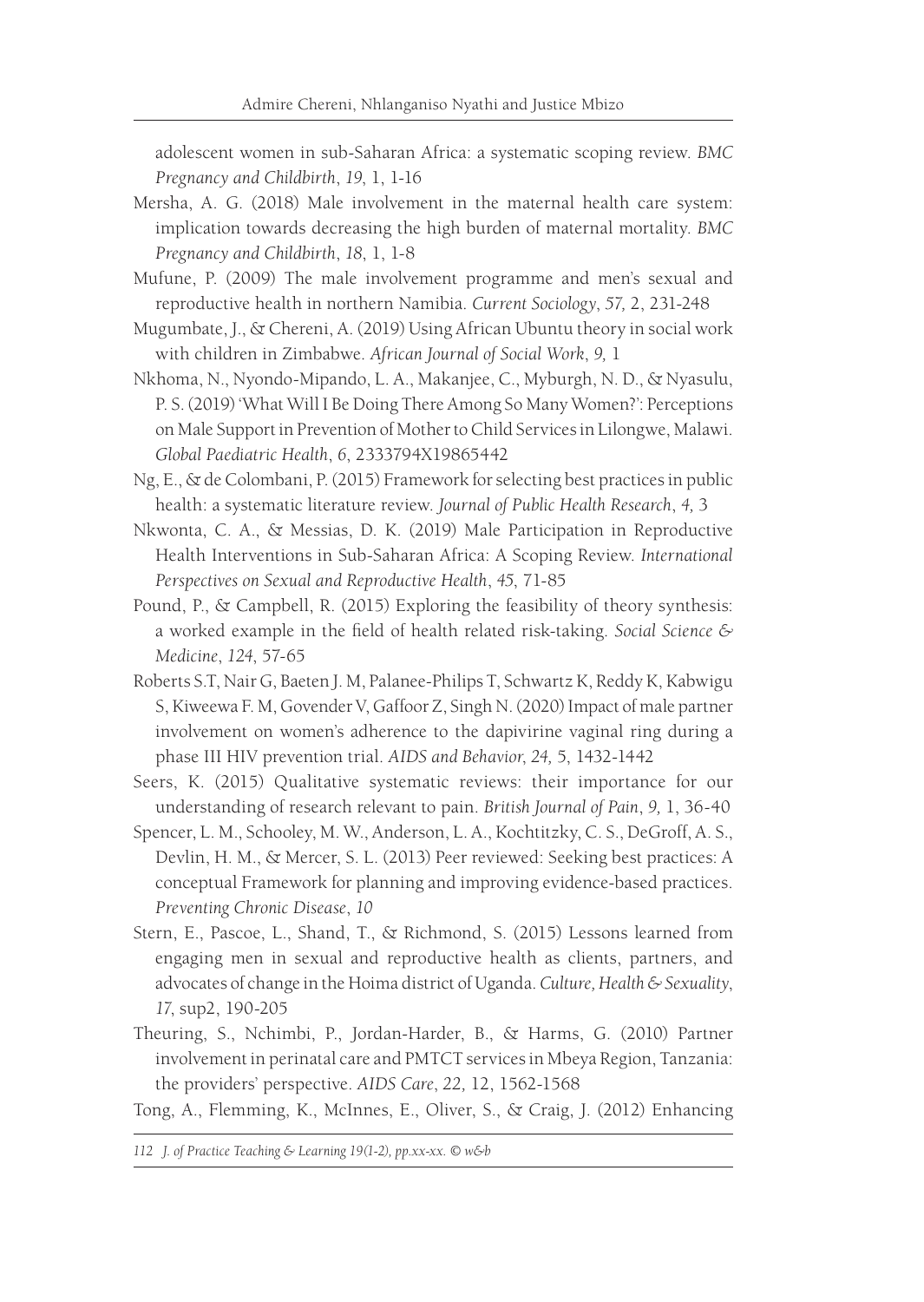adolescent women in sub-Saharan Africa: a systematic scoping review. *BMC Pregnancy and Childbirth*, *19*, 1, 1-16

Mersha, A. G. (2018) Male involvement in the maternal health care system: implication towards decreasing the high burden of maternal mortality. *BMC Pregnancy and Childbirth*, *18*, 1, 1-8

Mufune, P. (2009) The male involvement programme and men's sexual and reproductive health in northern Namibia. *Current Sociology*, *57,* 2, 231-248

Mugumbate, J., & Chereni, A. (2019) Using African Ubuntu theory in social work with children in Zimbabwe. *African Journal of Social Work*, *9,* 1

Nkhoma, N., Nyondo-Mipando, L. A., Makanjee, C., Myburgh, N. D., & Nyasulu, P. S. (2019) 'What Will I Be Doing There Among So Many Women?': Perceptions on Male Support in Prevention of Mother to Child Services in Lilongwe, Malawi. *Global Paediatric Health*, *6*, 2333794X19865442

Ng, E., & de Colombani, P. (2015) Framework for selecting best practices in public health: a systematic literature review. *Journal of Public Health Research*, *4,* 3

Nkwonta, C. A., & Messias, D. K. (2019) Male Participation in Reproductive Health Interventions in Sub-Saharan Africa: A Scoping Review. *International Perspectives on Sexual and Reproductive Health*, *45*, 71-85

Pound, P., & Campbell, R. (2015) Exploring the feasibility of theory synthesis: a worked example in the field of health related risk-taking. *Social Science & Medicine*, *124*, 57-65

Roberts S.T, Nair G, Baeten J. M, Palanee-Philips T, Schwartz K, Reddy K, Kabwigu S, Kiweewa F. M, Govender V, Gaffoor Z, Singh N. (2020) Impact of male partner involvement on women's adherence to the dapivirine vaginal ring during a phase III HIV prevention trial. *AIDS and Behavior*, *24,* 5, 1432-1442

Seers, K. (2015) Qualitative systematic reviews: their importance for our understanding of research relevant to pain. *British Journal of Pain*, *9,* 1, 36-40

Spencer, L. M., Schooley, M. W., Anderson, L. A., Kochtitzky, C. S., DeGroff, A. S., Devlin, H. M., & Mercer, S. L. (2013) Peer reviewed: Seeking best practices: A conceptual Framework for planning and improving evidence-based practices. *Preventing Chronic Disease*, *10*

Stern, E., Pascoe, L., Shand, T., & Richmond, S. (2015) Lessons learned from engaging men in sexual and reproductive health as clients, partners, and advocates of change in the Hoima district of Uganda. *Culture, Health & Sexuality*, *17*, sup2, 190-205

Theuring, S., Nchimbi, P., Jordan-Harder, B., & Harms, G. (2010) Partner involvement in perinatal care and PMTCT services in Mbeya Region, Tanzania: the providers' perspective. *AIDS Care*, *22,* 12, 1562-1568

Tong, A., Flemming, K., McInnes, E., Oliver, S., & Craig, J. (2012) Enhancing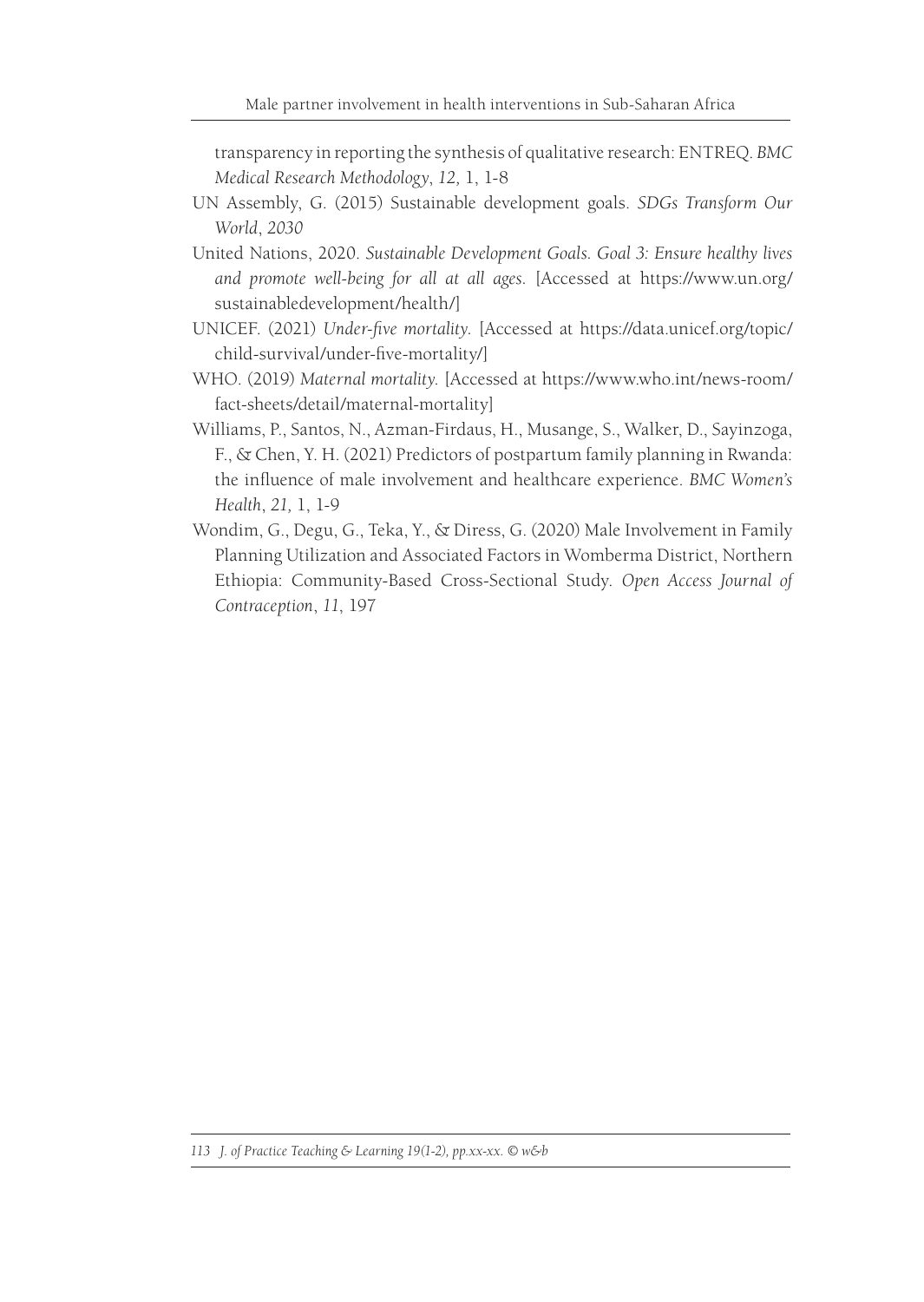transparency in reporting the synthesis of qualitative research: ENTREQ. *BMC Medical Research Methodology*, *12,* 1, 1-8

UN Assembly, G. (2015) Sustainable development goals. *SDGs Transform Our World*, *2030*

United Nations, 2020. *Sustainable Development Goals. Goal 3: Ensure healthy lives and promote well-being for all at all ages.* [Accessed at https://www.un.org/sustainabledevelopment/health/]

UNICEF. (2021) *Under-five mortality.* [Accessed at https://data.unicef.org/topic/child-survival/under-five-mortality/]

WHO. (2019) *Maternal mortality.* [Accessed at https://www.who.int/news-room/fact-sheets/detail/maternal-mortality]

Williams, P., Santos, N., Azman-Firdaus, H., Musange, S., Walker, D., Sayinzoga, F., & Chen, Y. H. (2021) Predictors of postpartum family planning in Rwanda: the influence of male involvement and healthcare experience. *BMC Women's Health*, *21,* 1, 1-9

Wondim, G., Degu, G., Teka, Y., & Diress, G. (2020) Male Involvement in Family Planning Utilization and Associated Factors in Womberma District, Northern Ethiopia: Community-Based Cross-Sectional Study. *Open Access Journal of Contraception*, *11*, 197